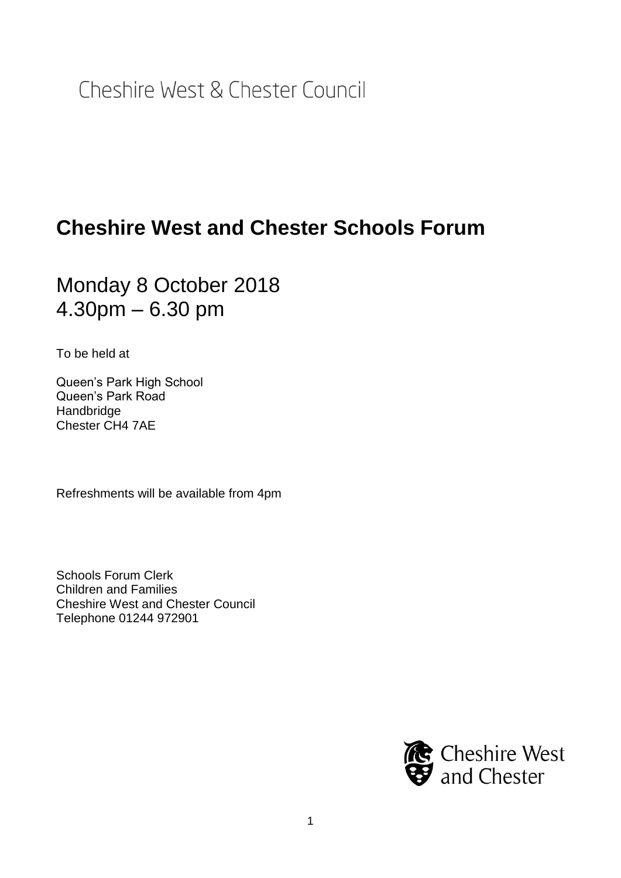Cheshire West & Chester Council

# Cheshire West and Chester Schools Forum

## Monday 8 October 2018
## 4.30pm – 6.30 pm

To be held at

Queen's Park High School
Queen's Park Road
Handbridge
Chester CH4 7AE

Refreshments will be available from 4pm

Schools Forum Clerk
Children and Families
Cheshire West and Chester Council
Telephone 01244 972901

Cheshire West and Chester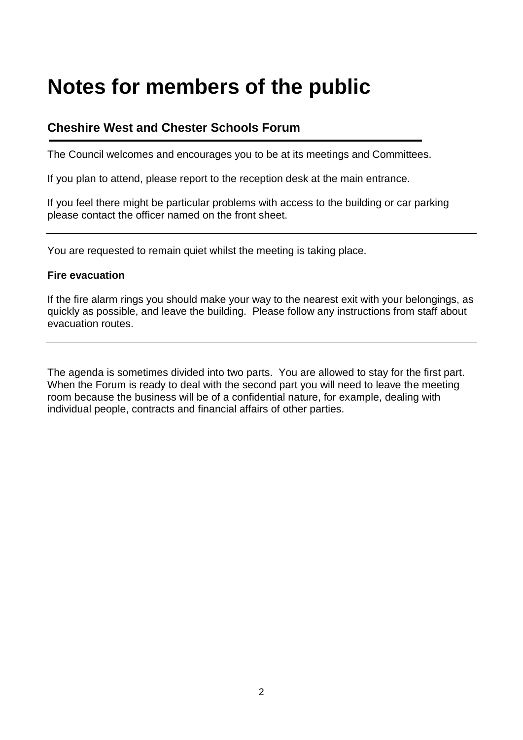# Notes for members of the public

## Cheshire West and Chester Schools Forum

The Council welcomes and encourages you to be at its meetings and Committees.

If you plan to attend, please report to the reception desk at the main entrance.

If you feel there might be particular problems with access to the building or car parking please contact the officer named on the front sheet.

---

You are requested to remain quiet whilst the meeting is taking place.

**Fire evacuation**

If the fire alarm rings you should make your way to the nearest exit with your belongings, as quickly as possible, and leave the building. Please follow any instructions from staff about evacuation routes.

---

The agenda is sometimes divided into two parts. You are allowed to stay for the first part. When the Forum is ready to deal with the second part you will need to leave the meeting room because the business will be of a confidential nature, for example, dealing with individual people, contracts and financial affairs of other parties.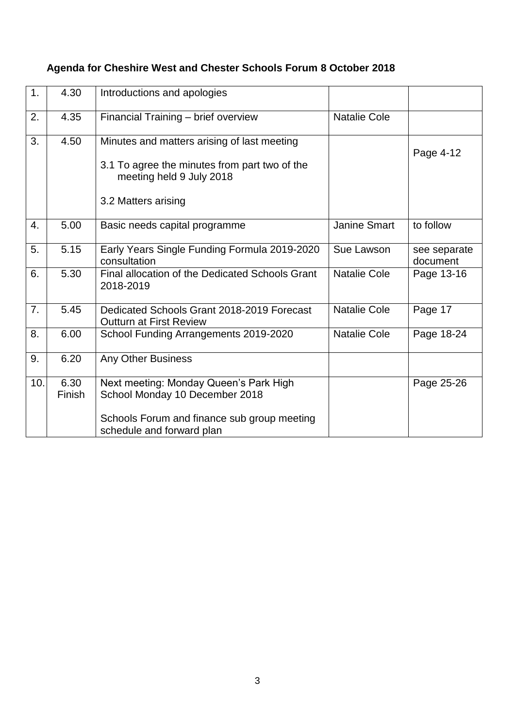**Agenda for Cheshire West and Chester Schools Forum 8 October 2018**

| | | | | |
|---|---|---|---|---|
| 1. | 4.30 | Introductions and apologies | | |
| 2. | 4.35 | Financial Training – brief overview | Natalie Cole | |
| 3. | 4.50 | Minutes and matters arising of last meeting<br><br>3.1 To agree the minutes from part two of the meeting held 9 July 2018<br><br>3.2 Matters arising | | Page 4-12 |
| 4. | 5.00 | Basic needs capital programme | Janine Smart | to follow |
| 5. | 5.15 | Early Years Single Funding Formula 2019-2020 consultation | Sue Lawson | see separate document |
| 6. | 5.30 | Final allocation of the Dedicated Schools Grant 2018-2019 | Natalie Cole | Page 13-16 |
| 7. | 5.45 | Dedicated Schools Grant 2018-2019 Forecast Outturn at First Review | Natalie Cole | Page 17 |
| 8. | 6.00 | School Funding Arrangements 2019-2020 | Natalie Cole | Page 18-24 |
| 9. | 6.20 | Any Other Business | | |
| 10. | 6.30 Finish | Next meeting: Monday Queen's Park High School Monday 10 December 2018<br><br>Schools Forum and finance sub group meeting schedule and forward plan | | Page 25-26 |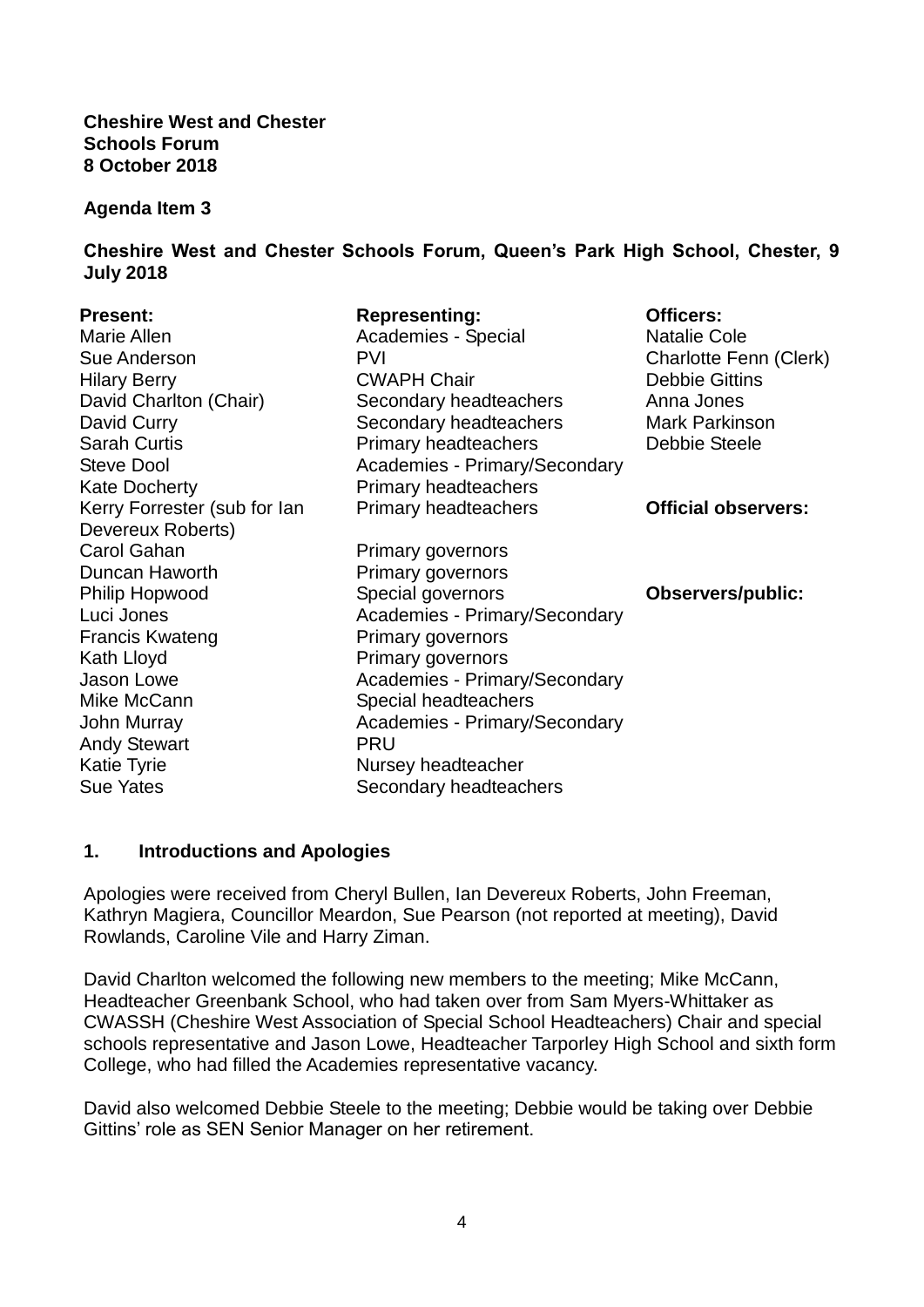**Cheshire West and Chester**
**Schools Forum**
**8 October 2018**

**Agenda Item 3**

**Cheshire West and Chester Schools Forum, Queen's Park High School, Chester, 9 July 2018**

| **Present:** | **Representing:** | **Officers:** |
|---|---|---|
| Marie Allen | Academies - Special | Natalie Cole |
| Sue Anderson | PVI | Charlotte Fenn (Clerk) |
| Hilary Berry | CWAPH Chair | Debbie Gittins |
| David Charlton (Chair) | Secondary headteachers | Anna Jones |
| David Curry | Secondary headteachers | Mark Parkinson |
| Sarah Curtis | Primary headteachers | Debbie Steele |
| Steve Dool | Academies - Primary/Secondary | |
| Kate Docherty | Primary headteachers | |
| Kerry Forrester (sub for Ian Devereux Roberts) | Primary headteachers | **Official observers:** |
| Carol Gahan | Primary governors | |
| Duncan Haworth | Primary governors | |
| Philip Hopwood | Special governors | **Observers/public:** |
| Luci Jones | Academies - Primary/Secondary | |
| Francis Kwateng | Primary governors | |
| Kath Lloyd | Primary governors | |
| Jason Lowe | Academies - Primary/Secondary | |
| Mike McCann | Special headteachers | |
| John Murray | Academies - Primary/Secondary | |
| Andy Stewart | PRU | |
| Katie Tyrie | Nursey headteacher | |
| Sue Yates | Secondary headteachers | |

## 1. Introductions and Apologies

Apologies were received from Cheryl Bullen, Ian Devereux Roberts, John Freeman, Kathryn Magiera, Councillor Meardon, Sue Pearson (not reported at meeting), David Rowlands, Caroline Vile and Harry Ziman.

David Charlton welcomed the following new members to the meeting; Mike McCann, Headteacher Greenbank School, who had taken over from Sam Myers-Whittaker as CWASSH (Cheshire West Association of Special School Headteachers) Chair and special schools representative and Jason Lowe, Headteacher Tarporley High School and sixth form College, who had filled the Academies representative vacancy.

David also welcomed Debbie Steele to the meeting; Debbie would be taking over Debbie Gittins' role as SEN Senior Manager on her retirement.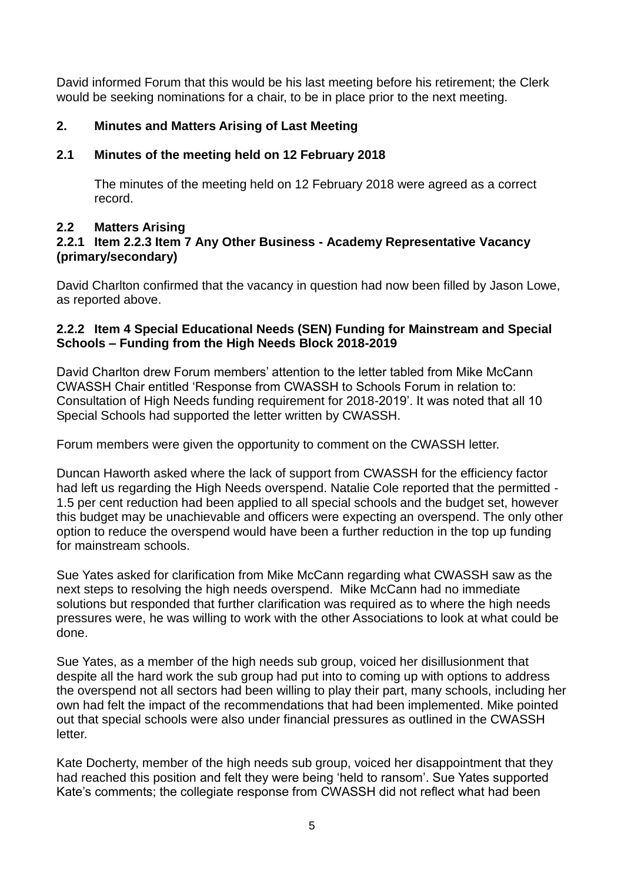David informed Forum that this would be his last meeting before his retirement; the Clerk would be seeking nominations for a chair, to be in place prior to the next meeting.

## 2. Minutes and Matters Arising of Last Meeting

### 2.1 Minutes of the meeting held on 12 February 2018

The minutes of the meeting held on 12 February 2018 were agreed as a correct record.

### 2.2 Matters Arising

#### 2.2.1 Item 2.2.3 Item 7 Any Other Business - Academy Representative Vacancy (primary/secondary)

David Charlton confirmed that the vacancy in question had now been filled by Jason Lowe, as reported above.

#### 2.2.2 Item 4 Special Educational Needs (SEN) Funding for Mainstream and Special Schools – Funding from the High Needs Block 2018-2019

David Charlton drew Forum members' attention to the letter tabled from Mike McCann CWASSH Chair entitled 'Response from CWASSH to Schools Forum in relation to: Consultation of High Needs funding requirement for 2018-2019'. It was noted that all 10 Special Schools had supported the letter written by CWASSH.

Forum members were given the opportunity to comment on the CWASSH letter.

Duncan Haworth asked where the lack of support from CWASSH for the efficiency factor had left us regarding the High Needs overspend. Natalie Cole reported that the permitted -1.5 per cent reduction had been applied to all special schools and the budget set, however this budget may be unachievable and officers were expecting an overspend. The only other option to reduce the overspend would have been a further reduction in the top up funding for mainstream schools.

Sue Yates asked for clarification from Mike McCann regarding what CWASSH saw as the next steps to resolving the high needs overspend. Mike McCann had no immediate solutions but responded that further clarification was required as to where the high needs pressures were, he was willing to work with the other Associations to look at what could be done.

Sue Yates, as a member of the high needs sub group, voiced her disillusionment that despite all the hard work the sub group had put into to coming up with options to address the overspend not all sectors had been willing to play their part, many schools, including her own had felt the impact of the recommendations that had been implemented. Mike pointed out that special schools were also under financial pressures as outlined in the CWASSH letter.

Kate Docherty, member of the high needs sub group, voiced her disappointment that they had reached this position and felt they were being 'held to ransom'. Sue Yates supported Kate's comments; the collegiate response from CWASSH did not reflect what had been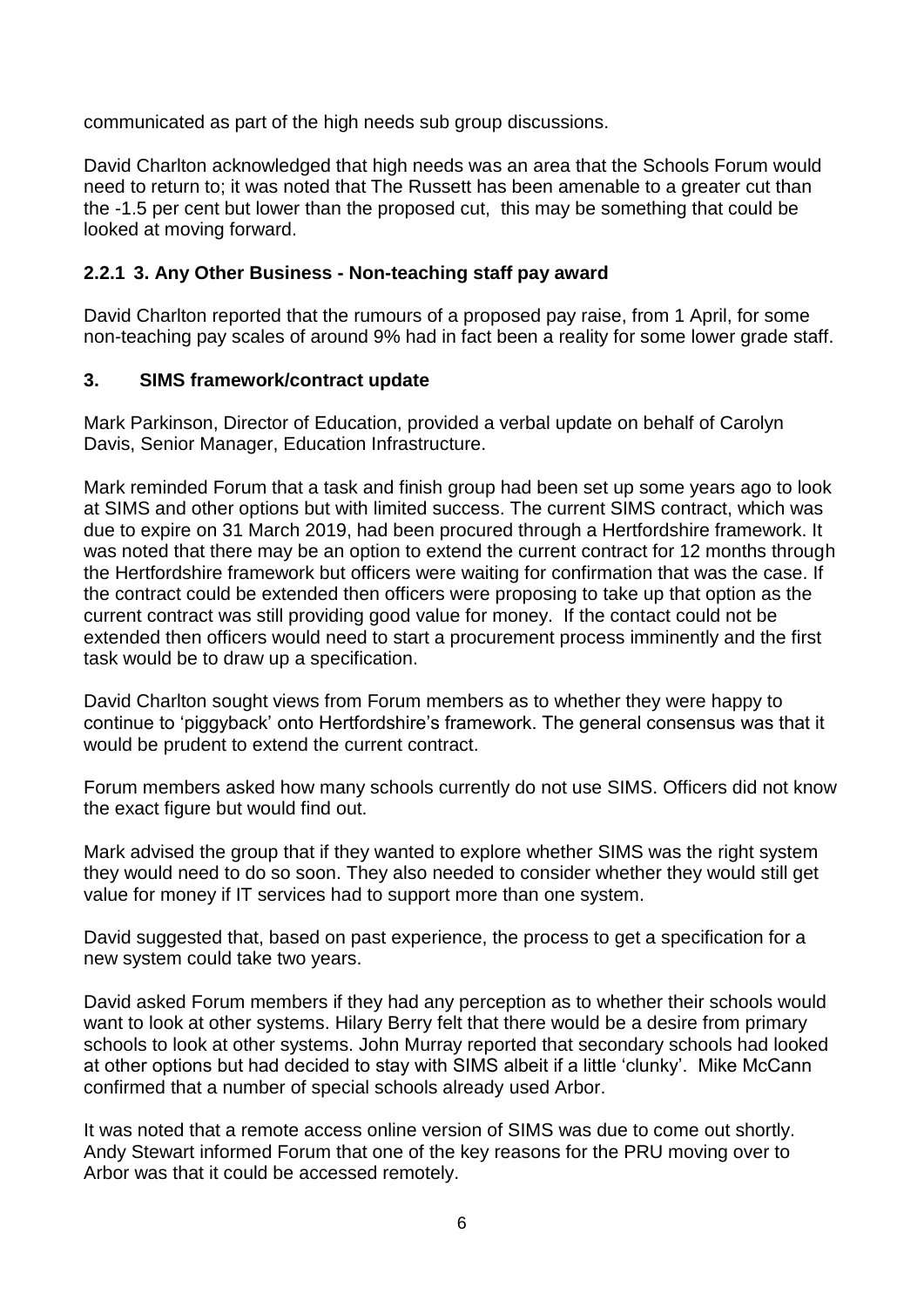communicated as part of the high needs sub group discussions.

David Charlton acknowledged that high needs was an area that the Schools Forum would need to return to; it was noted that The Russett has been amenable to a greater cut than the -1.5 per cent but lower than the proposed cut,  this may be something that could be looked at moving forward.

### 2.2.1 3. Any Other Business - Non-teaching staff pay award

David Charlton reported that the rumours of a proposed pay raise, from 1 April, for some non-teaching pay scales of around 9% had in fact been a reality for some lower grade staff.

## 3. SIMS framework/contract update

Mark Parkinson, Director of Education, provided a verbal update on behalf of Carolyn Davis, Senior Manager, Education Infrastructure.

Mark reminded Forum that a task and finish group had been set up some years ago to look at SIMS and other options but with limited success. The current SIMS contract, which was due to expire on 31 March 2019, had been procured through a Hertfordshire framework. It was noted that there may be an option to extend the current contract for 12 months through the Hertfordshire framework but officers were waiting for confirmation that was the case. If the contract could be extended then officers were proposing to take up that option as the current contract was still providing good value for money.  If the contact could not be extended then officers would need to start a procurement process imminently and the first task would be to draw up a specification.

David Charlton sought views from Forum members as to whether they were happy to continue to 'piggyback' onto Hertfordshire's framework. The general consensus was that it would be prudent to extend the current contract.

Forum members asked how many schools currently do not use SIMS. Officers did not know the exact figure but would find out.

Mark advised the group that if they wanted to explore whether SIMS was the right system they would need to do so soon. They also needed to consider whether they would still get value for money if IT services had to support more than one system.

David suggested that, based on past experience, the process to get a specification for a new system could take two years.

David asked Forum members if they had any perception as to whether their schools would want to look at other systems. Hilary Berry felt that there would be a desire from primary schools to look at other systems. John Murray reported that secondary schools had looked at other options but had decided to stay with SIMS albeit if a little 'clunky'.  Mike McCann confirmed that a number of special schools already used Arbor.

It was noted that a remote access online version of SIMS was due to come out shortly. Andy Stewart informed Forum that one of the key reasons for the PRU moving over to Arbor was that it could be accessed remotely.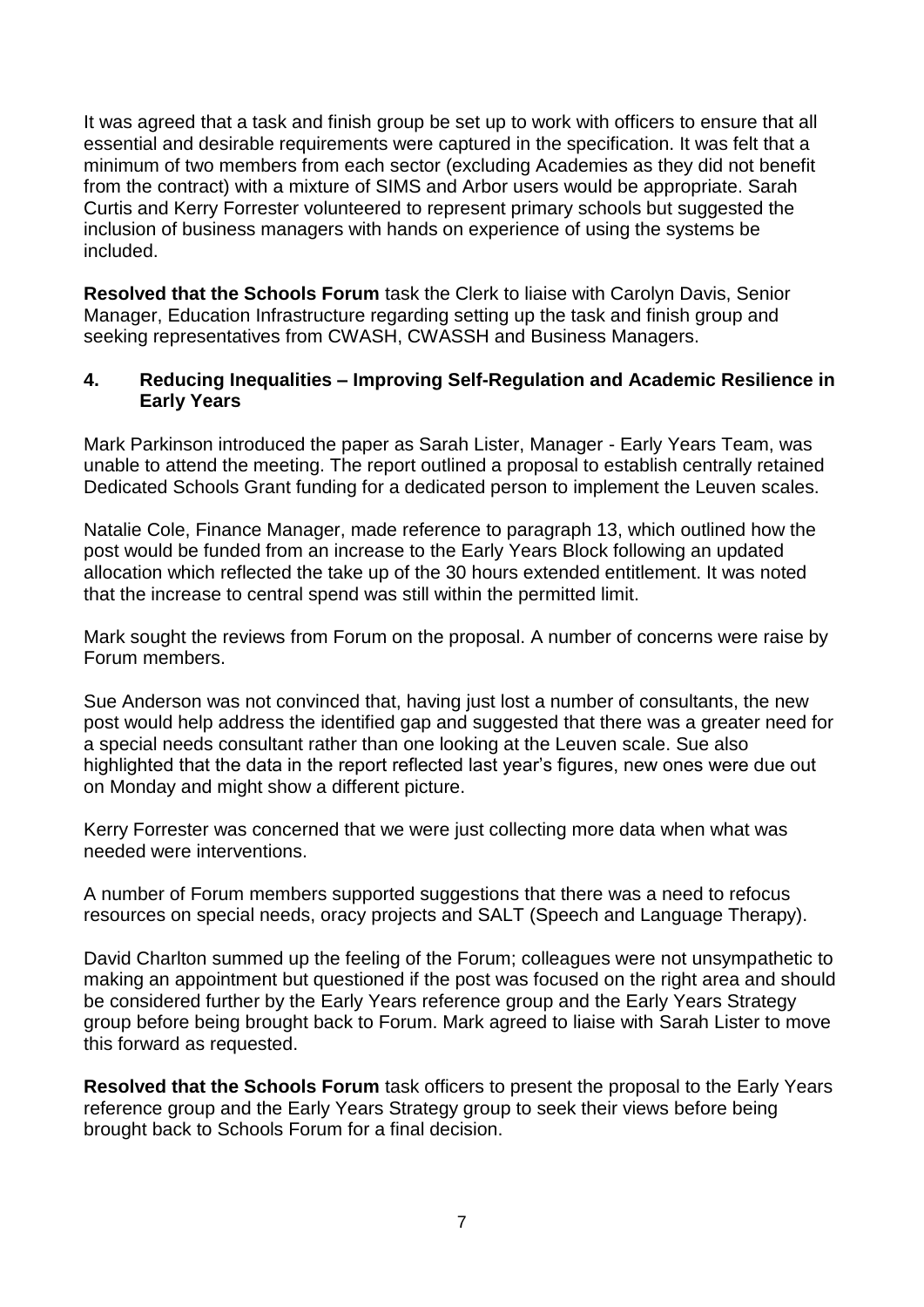It was agreed that a task and finish group be set up to work with officers to ensure that all essential and desirable requirements were captured in the specification. It was felt that a minimum of two members from each sector (excluding Academies as they did not benefit from the contract) with a mixture of SIMS and Arbor users would be appropriate. Sarah Curtis and Kerry Forrester volunteered to represent primary schools but suggested the inclusion of business managers with hands on experience of using the systems be included.

**Resolved that the Schools Forum** task the Clerk to liaise with Carolyn Davis, Senior Manager, Education Infrastructure regarding setting up the task and finish group and seeking representatives from CWASH, CWASSH and Business Managers.

## 4. Reducing Inequalities – Improving Self-Regulation and Academic Resilience in Early Years

Mark Parkinson introduced the paper as Sarah Lister, Manager - Early Years Team, was unable to attend the meeting. The report outlined a proposal to establish centrally retained Dedicated Schools Grant funding for a dedicated person to implement the Leuven scales.

Natalie Cole, Finance Manager, made reference to paragraph 13, which outlined how the post would be funded from an increase to the Early Years Block following an updated allocation which reflected the take up of the 30 hours extended entitlement. It was noted that the increase to central spend was still within the permitted limit.

Mark sought the reviews from Forum on the proposal. A number of concerns were raise by Forum members.

Sue Anderson was not convinced that, having just lost a number of consultants, the new post would help address the identified gap and suggested that there was a greater need for a special needs consultant rather than one looking at the Leuven scale. Sue also highlighted that the data in the report reflected last year's figures, new ones were due out on Monday and might show a different picture.

Kerry Forrester was concerned that we were just collecting more data when what was needed were interventions.

A number of Forum members supported suggestions that there was a need to refocus resources on special needs, oracy projects and SALT (Speech and Language Therapy).

David Charlton summed up the feeling of the Forum; colleagues were not unsympathetic to making an appointment but questioned if the post was focused on the right area and should be considered further by the Early Years reference group and the Early Years Strategy group before being brought back to Forum. Mark agreed to liaise with Sarah Lister to move this forward as requested.

**Resolved that the Schools Forum** task officers to present the proposal to the Early Years reference group and the Early Years Strategy group to seek their views before being brought back to Schools Forum for a final decision.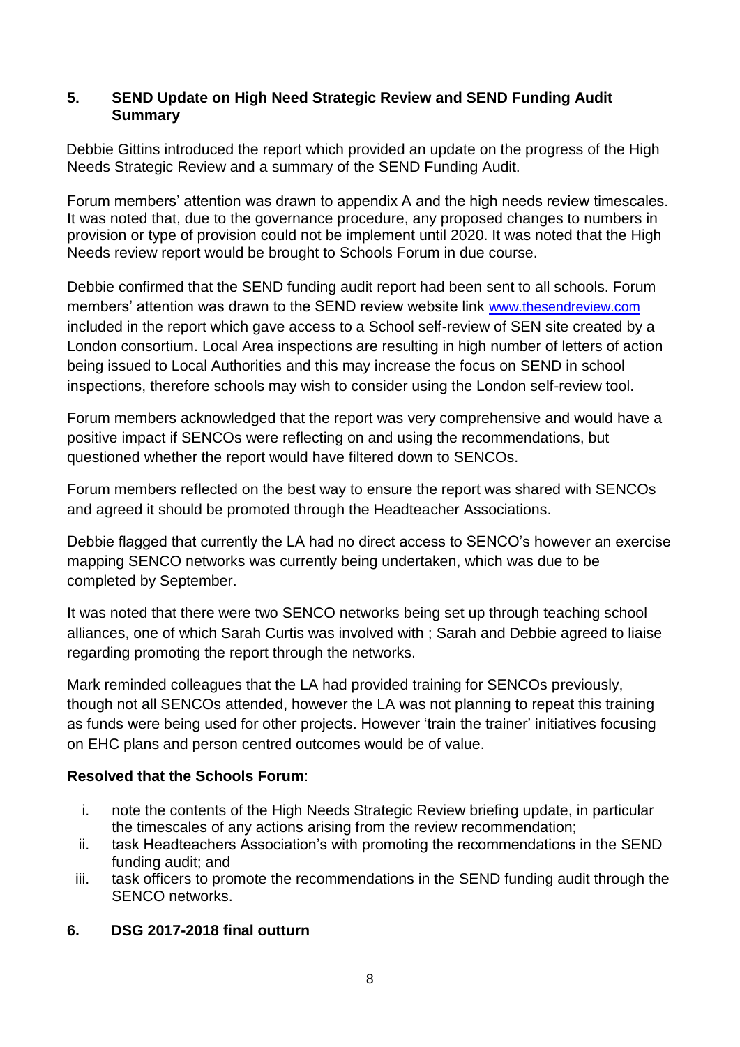## 5. SEND Update on High Need Strategic Review and SEND Funding Audit Summary

Debbie Gittins introduced the report which provided an update on the progress of the High Needs Strategic Review and a summary of the SEND Funding Audit.

Forum members' attention was drawn to appendix A and the high needs review timescales. It was noted that, due to the governance procedure, any proposed changes to numbers in provision or type of provision could not be implement until 2020. It was noted that the High Needs review report would be brought to Schools Forum in due course.

Debbie confirmed that the SEND funding audit report had been sent to all schools. Forum members' attention was drawn to the SEND review website link www.thesendreview.com included in the report which gave access to a School self-review of SEN site created by a London consortium. Local Area inspections are resulting in high number of letters of action being issued to Local Authorities and this may increase the focus on SEND in school inspections, therefore schools may wish to consider using the London self-review tool.

Forum members acknowledged that the report was very comprehensive and would have a positive impact if SENCOs were reflecting on and using the recommendations, but questioned whether the report would have filtered down to SENCOs.

Forum members reflected on the best way to ensure the report was shared with SENCOs and agreed it should be promoted through the Headteacher Associations.

Debbie flagged that currently the LA had no direct access to SENCO's however an exercise mapping SENCO networks was currently being undertaken, which was due to be completed by September.

It was noted that there were two SENCO networks being set up through teaching school alliances, one of which Sarah Curtis was involved with ; Sarah and Debbie agreed to liaise regarding promoting the report through the networks.

Mark reminded colleagues that the LA had provided training for SENCOs previously, though not all SENCOs attended, however the LA was not planning to repeat this training as funds were being used for other projects. However 'train the trainer' initiatives focusing on EHC plans and person centred outcomes would be of value.

**Resolved that the Schools Forum**:

i. note the contents of the High Needs Strategic Review briefing update, in particular the timescales of any actions arising from the review recommendation;
ii. task Headteachers Association's with promoting the recommendations in the SEND funding audit; and
iii. task officers to promote the recommendations in the SEND funding audit through the SENCO networks.

## 6. DSG 2017-2018 final outturn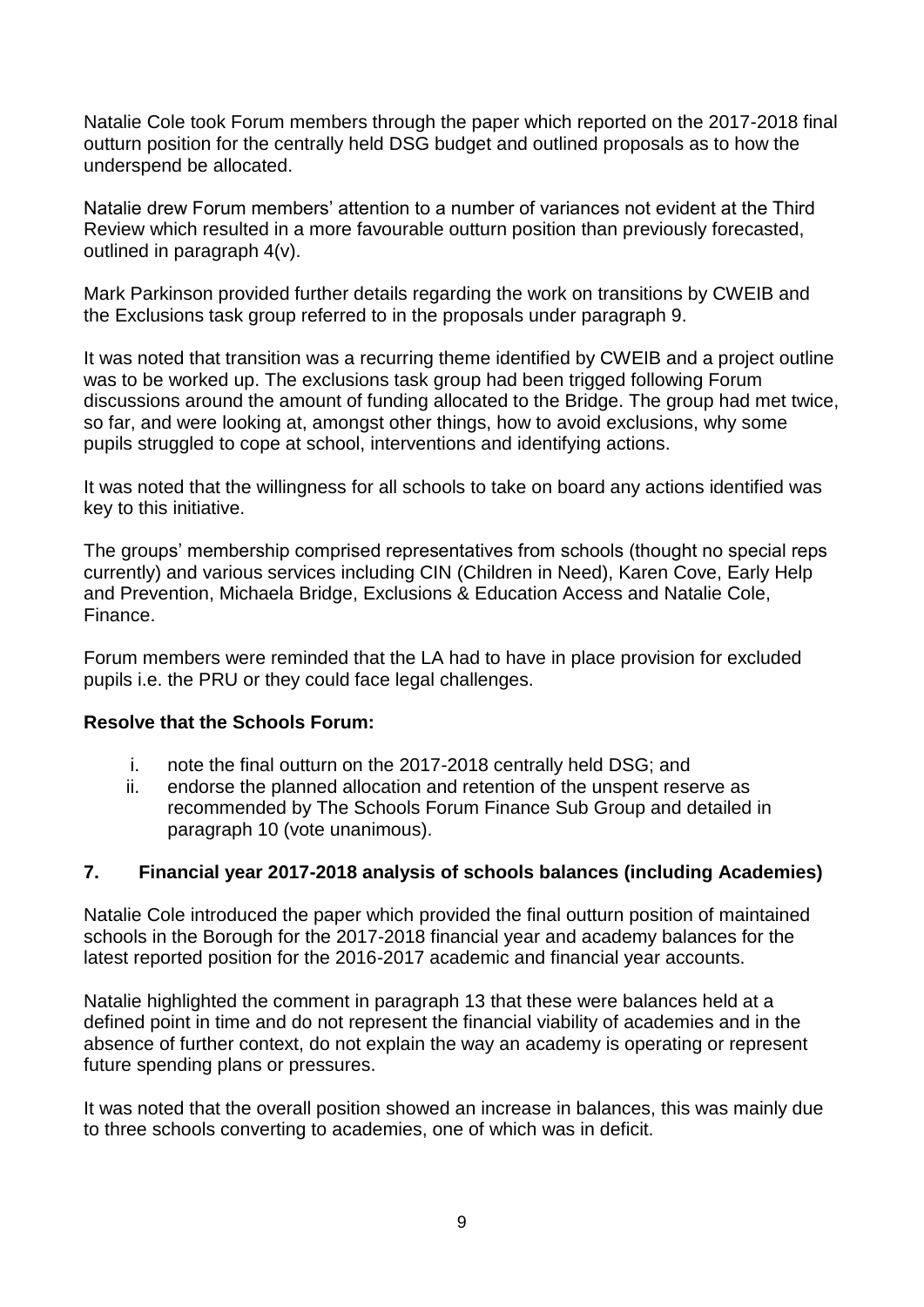Natalie Cole took Forum members through the paper which reported on the 2017-2018 final outturn position for the centrally held DSG budget and outlined proposals as to how the underspend be allocated.

Natalie drew Forum members' attention to a number of variances not evident at the Third Review which resulted in a more favourable outturn position than previously forecasted, outlined in paragraph 4(v).

Mark Parkinson provided further details regarding the work on transitions by CWEIB and the Exclusions task group referred to in the proposals under paragraph 9.

It was noted that transition was a recurring theme identified by CWEIB and a project outline was to be worked up. The exclusions task group had been trigged following Forum discussions around the amount of funding allocated to the Bridge. The group had met twice, so far, and were looking at, amongst other things, how to avoid exclusions, why some pupils struggled to cope at school, interventions and identifying actions.

It was noted that the willingness for all schools to take on board any actions identified was key to this initiative.

The groups' membership comprised representatives from schools (thought no special reps currently) and various services including CIN (Children in Need), Karen Cove, Early Help and Prevention, Michaela Bridge, Exclusions & Education Access and Natalie Cole, Finance.

Forum members were reminded that the LA had to have in place provision for excluded pupils i.e. the PRU or they could face legal challenges.

**Resolve that the Schools Forum:**

i. note the final outturn on the 2017-2018 centrally held DSG; and
ii. endorse the planned allocation and retention of the unspent reserve as recommended by The Schools Forum Finance Sub Group and detailed in paragraph 10 (vote unanimous).

## 7. Financial year 2017-2018 analysis of schools balances (including Academies)

Natalie Cole introduced the paper which provided the final outturn position of maintained schools in the Borough for the 2017-2018 financial year and academy balances for the latest reported position for the 2016-2017 academic and financial year accounts.

Natalie highlighted the comment in paragraph 13 that these were balances held at a defined point in time and do not represent the financial viability of academies and in the absence of further context, do not explain the way an academy is operating or represent future spending plans or pressures.

It was noted that the overall position showed an increase in balances, this was mainly due to three schools converting to academies, one of which was in deficit.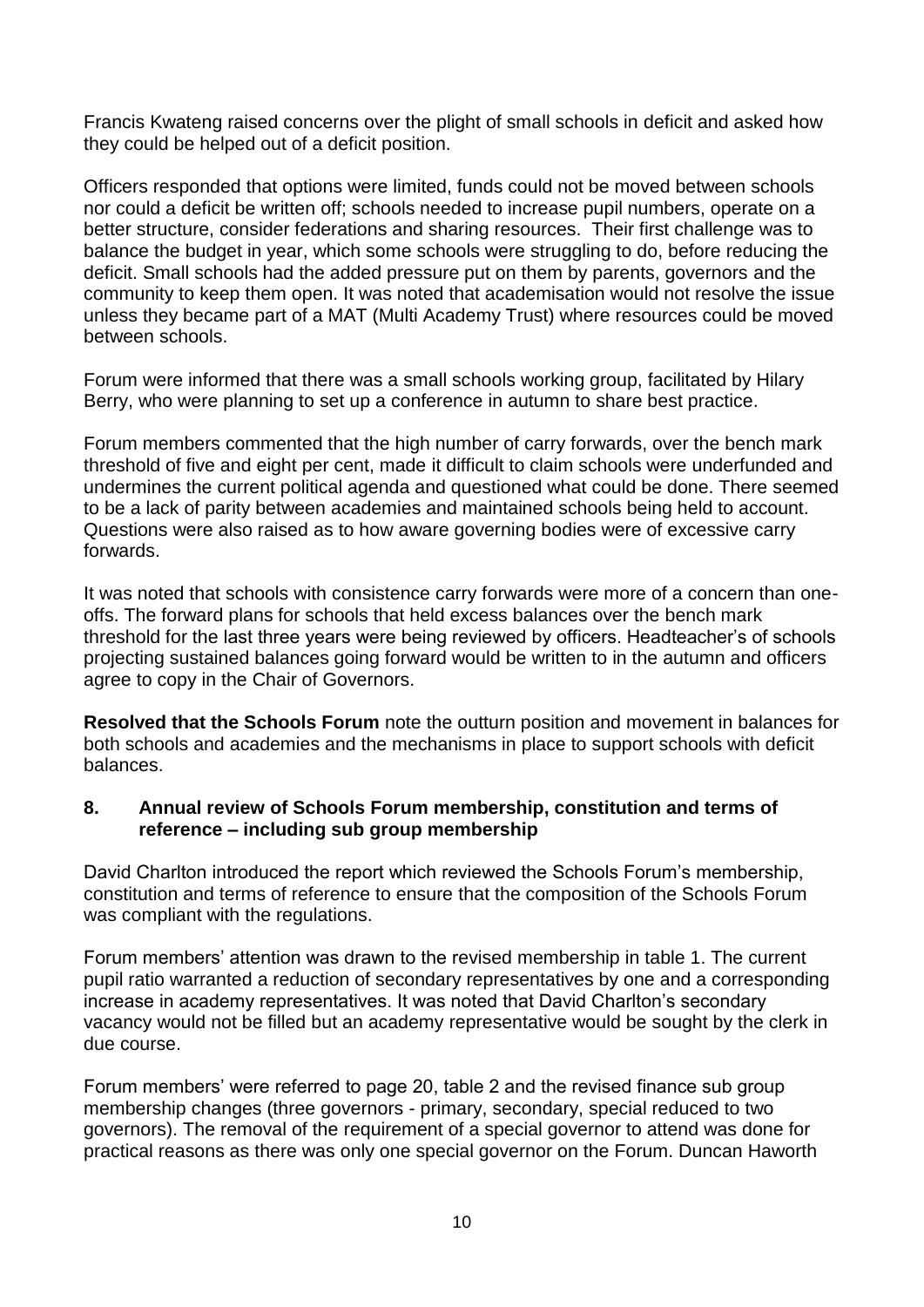Francis Kwateng raised concerns over the plight of small schools in deficit and asked how they could be helped out of a deficit position.

Officers responded that options were limited, funds could not be moved between schools nor could a deficit be written off; schools needed to increase pupil numbers, operate on a better structure, consider federations and sharing resources. Their first challenge was to balance the budget in year, which some schools were struggling to do, before reducing the deficit. Small schools had the added pressure put on them by parents, governors and the community to keep them open. It was noted that academisation would not resolve the issue unless they became part of a MAT (Multi Academy Trust) where resources could be moved between schools.

Forum were informed that there was a small schools working group, facilitated by Hilary Berry, who were planning to set up a conference in autumn to share best practice.

Forum members commented that the high number of carry forwards, over the bench mark threshold of five and eight per cent, made it difficult to claim schools were underfunded and undermines the current political agenda and questioned what could be done. There seemed to be a lack of parity between academies and maintained schools being held to account. Questions were also raised as to how aware governing bodies were of excessive carry forwards.

It was noted that schools with consistence carry forwards were more of a concern than one-offs. The forward plans for schools that held excess balances over the bench mark threshold for the last three years were being reviewed by officers. Headteacher's of schools projecting sustained balances going forward would be written to in the autumn and officers agree to copy in the Chair of Governors.

**Resolved that the Schools Forum** note the outturn position and movement in balances for both schools and academies and the mechanisms in place to support schools with deficit balances.

## 8. Annual review of Schools Forum membership, constitution and terms of reference – including sub group membership

David Charlton introduced the report which reviewed the Schools Forum's membership, constitution and terms of reference to ensure that the composition of the Schools Forum was compliant with the regulations.

Forum members' attention was drawn to the revised membership in table 1. The current pupil ratio warranted a reduction of secondary representatives by one and a corresponding increase in academy representatives. It was noted that David Charlton's secondary vacancy would not be filled but an academy representative would be sought by the clerk in due course.

Forum members' were referred to page 20, table 2 and the revised finance sub group membership changes (three governors - primary, secondary, special reduced to two governors). The removal of the requirement of a special governor to attend was done for practical reasons as there was only one special governor on the Forum. Duncan Haworth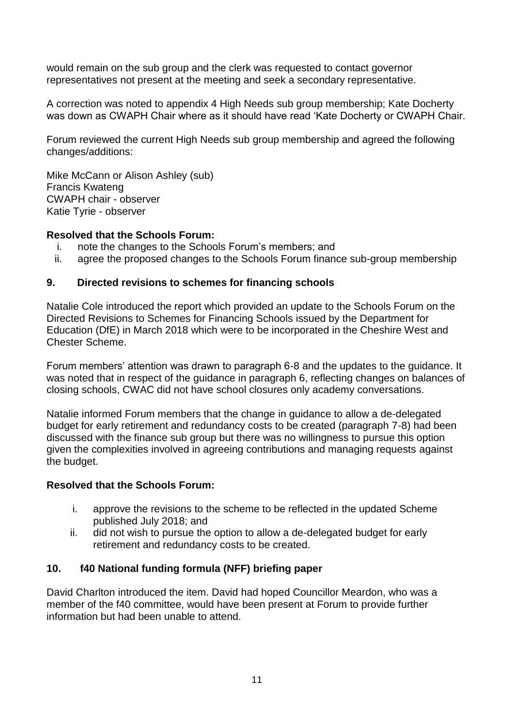would remain on the sub group and the clerk was requested to contact governor representatives not present at the meeting and seek a secondary representative.

A correction was noted to appendix 4 High Needs sub group membership; Kate Docherty was down as CWAPH Chair where as it should have read 'Kate Docherty or CWAPH Chair.

Forum reviewed the current High Needs sub group membership and agreed the following changes/additions:

Mike McCann or Alison Ashley (sub)
Francis Kwateng
CWAPH chair - observer
Katie Tyrie - observer

**Resolved that the Schools Forum:**

i. note the changes to the Schools Forum's members; and
ii. agree the proposed changes to the Schools Forum finance sub-group membership

## 9. Directed revisions to schemes for financing schools

Natalie Cole introduced the report which provided an update to the Schools Forum on the Directed Revisions to Schemes for Financing Schools issued by the Department for Education (DfE) in March 2018 which were to be incorporated in the Cheshire West and Chester Scheme.

Forum members' attention was drawn to paragraph 6-8 and the updates to the guidance. It was noted that in respect of the guidance in paragraph 6, reflecting changes on balances of closing schools, CWAC did not have school closures only academy conversations.

Natalie informed Forum members that the change in guidance to allow a de-delegated budget for early retirement and redundancy costs to be created (paragraph 7-8) had been discussed with the finance sub group but there was no willingness to pursue this option given the complexities involved in agreeing contributions and managing requests against the budget.

**Resolved that the Schools Forum:**

i. approve the revisions to the scheme to be reflected in the updated Scheme published July 2018; and
ii. did not wish to pursue the option to allow a de-delegated budget for early retirement and redundancy costs to be created.

## 10. f40 National funding formula (NFF) briefing paper

David Charlton introduced the item. David had hoped Councillor Meardon, who was a member of the f40 committee, would have been present at Forum to provide further information but had been unable to attend.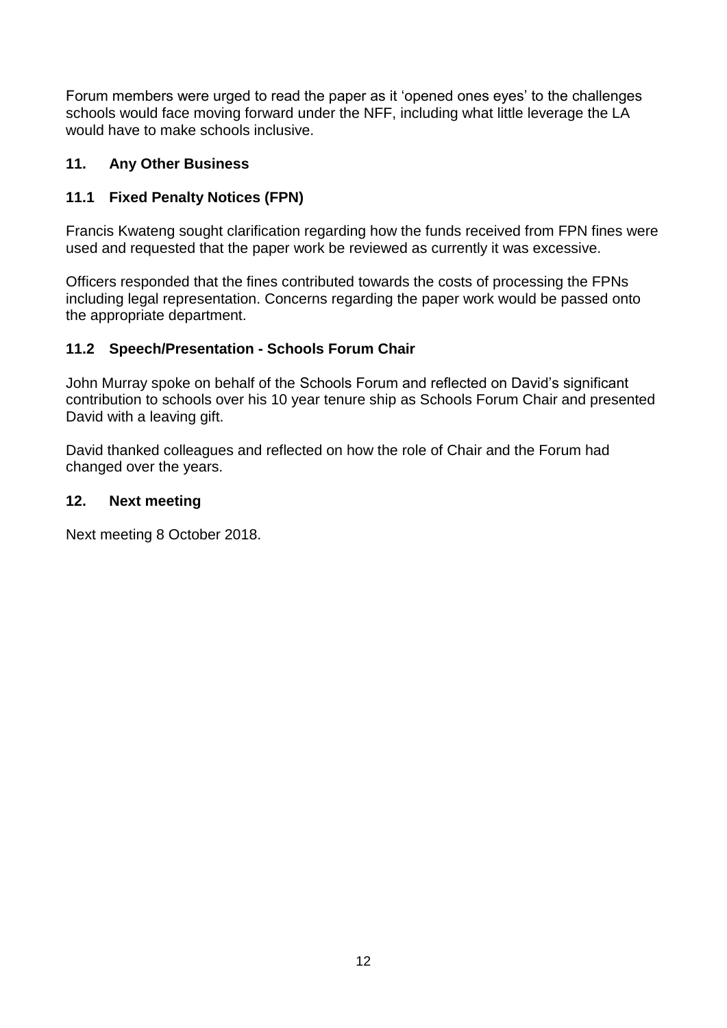Forum members were urged to read the paper as it 'opened ones eyes' to the challenges schools would face moving forward under the NFF, including what little leverage the LA would have to make schools inclusive.

## 11. Any Other Business

### 11.1 Fixed Penalty Notices (FPN)

Francis Kwateng sought clarification regarding how the funds received from FPN fines were used and requested that the paper work be reviewed as currently it was excessive.

Officers responded that the fines contributed towards the costs of processing the FPNs including legal representation. Concerns regarding the paper work would be passed onto the appropriate department.

### 11.2 Speech/Presentation - Schools Forum Chair

John Murray spoke on behalf of the Schools Forum and reflected on David's significant contribution to schools over his 10 year tenure ship as Schools Forum Chair and presented David with a leaving gift.

David thanked colleagues and reflected on how the role of Chair and the Forum had changed over the years.

## 12. Next meeting

Next meeting 8 October 2018.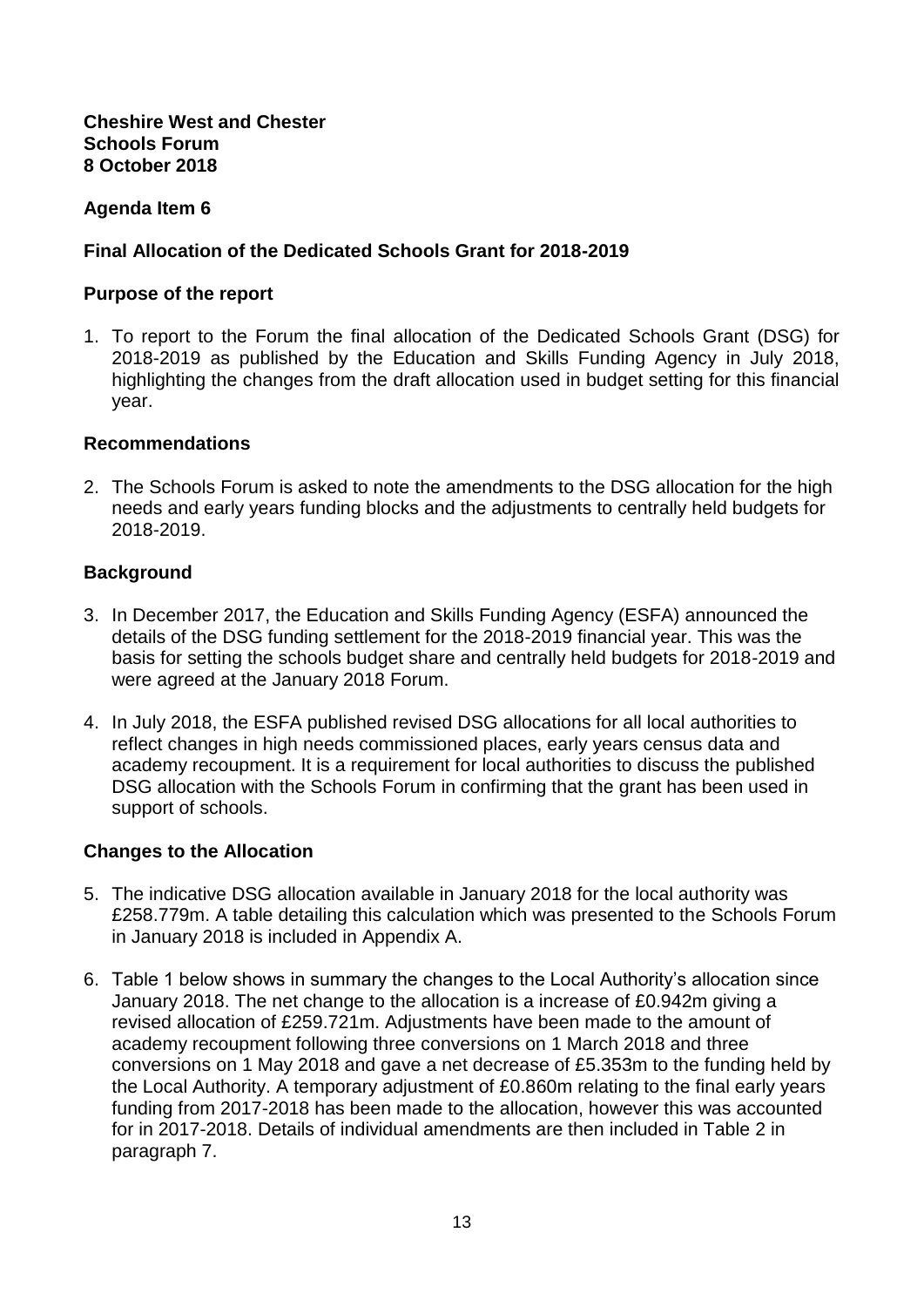**Cheshire West and Chester**
**Schools Forum**
**8 October 2018**

## Agenda Item 6

## Final Allocation of the Dedicated Schools Grant for 2018-2019

### Purpose of the report

1. To report to the Forum the final allocation of the Dedicated Schools Grant (DSG) for 2018-2019 as published by the Education and Skills Funding Agency in July 2018, highlighting the changes from the draft allocation used in budget setting for this financial year.

### Recommendations

2. The Schools Forum is asked to note the amendments to the DSG allocation for the high needs and early years funding blocks and the adjustments to centrally held budgets for 2018-2019.

### Background

3. In December 2017, the Education and Skills Funding Agency (ESFA) announced the details of the DSG funding settlement for the 2018-2019 financial year. This was the basis for setting the schools budget share and centrally held budgets for 2018-2019 and were agreed at the January 2018 Forum.

4. In July 2018, the ESFA published revised DSG allocations for all local authorities to reflect changes in high needs commissioned places, early years census data and academy recoupment. It is a requirement for local authorities to discuss the published DSG allocation with the Schools Forum in confirming that the grant has been used in support of schools.

### Changes to the Allocation

5. The indicative DSG allocation available in January 2018 for the local authority was £258.779m. A table detailing this calculation which was presented to the Schools Forum in January 2018 is included in Appendix A.

6. Table 1 below shows in summary the changes to the Local Authority's allocation since January 2018. The net change to the allocation is a increase of £0.942m giving a revised allocation of £259.721m. Adjustments have been made to the amount of academy recoupment following three conversions on 1 March 2018 and three conversions on 1 May 2018 and gave a net decrease of £5.353m to the funding held by the Local Authority. A temporary adjustment of £0.860m relating to the final early years funding from 2017-2018 has been made to the allocation, however this was accounted for in 2017-2018. Details of individual amendments are then included in Table 2 in paragraph 7.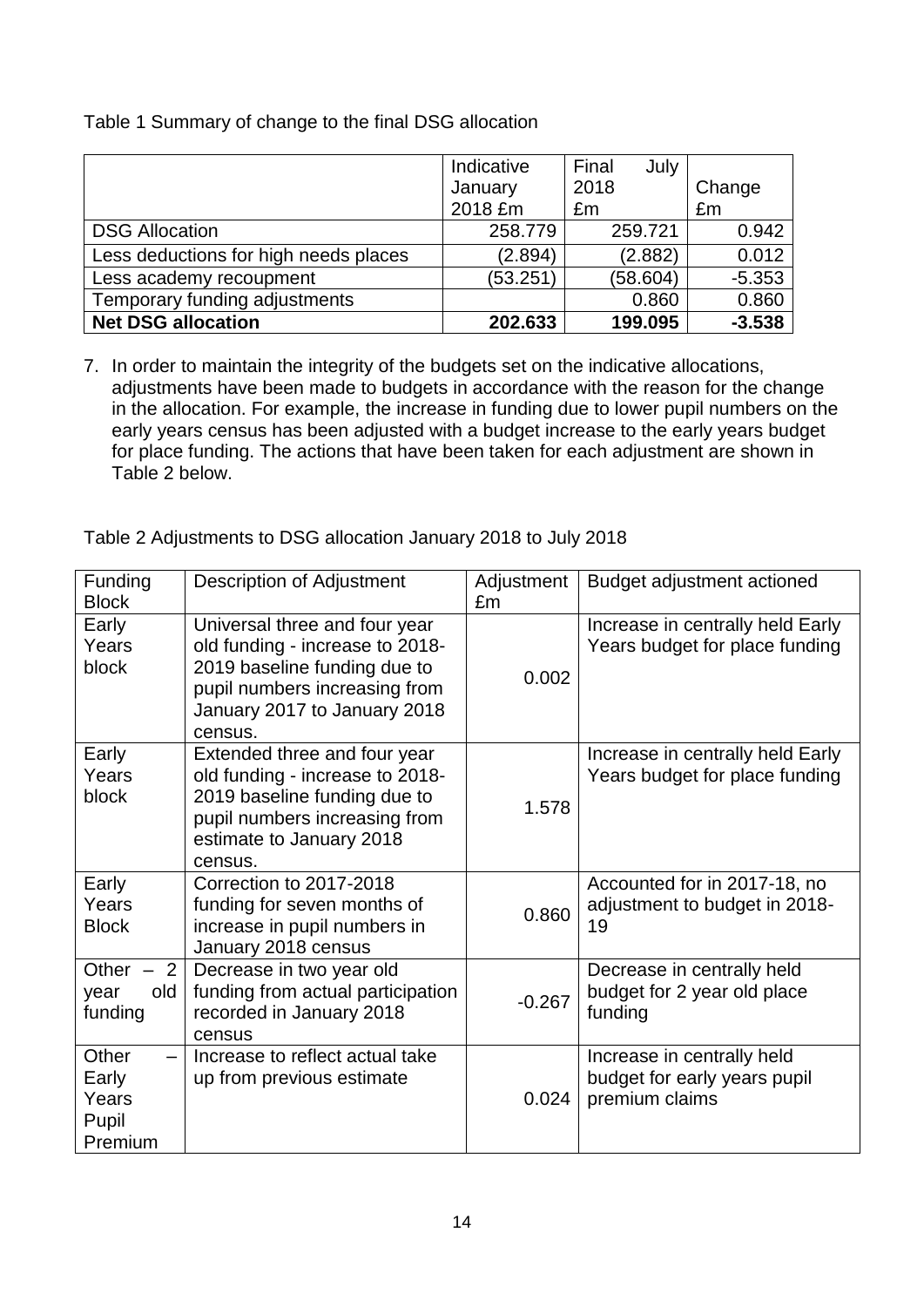Table 1 Summary of change to the final DSG allocation

| | Indicative January 2018 £m | Final July 2018 £m | Change £m |
|---|---|---|---|
| DSG Allocation | 258.779 | 259.721 | 0.942 |
| Less deductions for high needs places | (2.894) | (2.882) | 0.012 |
| Less academy recoupment | (53.251) | (58.604) | -5.353 |
| Temporary funding adjustments | | 0.860 | 0.860 |
| **Net DSG allocation** | **202.633** | **199.095** | **-3.538** |

7. In order to maintain the integrity of the budgets set on the indicative allocations, adjustments have been made to budgets in accordance with the reason for the change in the allocation. For example, the increase in funding due to lower pupil numbers on the early years census has been adjusted with a budget increase to the early years budget for place funding. The actions that have been taken for each adjustment are shown in Table 2 below.

Table 2 Adjustments to DSG allocation January 2018 to July 2018

| Funding Block | Description of Adjustment | Adjustment £m | Budget adjustment actioned |
|---|---|---|---|
| Early Years block | Universal three and four year old funding - increase to 2018-2019 baseline funding due to pupil numbers increasing from January 2017 to January 2018 census. | 0.002 | Increase in centrally held Early Years budget for place funding |
| Early Years block | Extended three and four year old funding - increase to 2018-2019 baseline funding due to pupil numbers increasing from estimate to January 2018 census. | 1.578 | Increase in centrally held Early Years budget for place funding |
| Early Years Block | Correction to 2017-2018 funding for seven months of increase in pupil numbers in January 2018 census | 0.860 | Accounted for in 2017-18, no adjustment to budget in 2018-19 |
| Other – 2 year old funding | Decrease in two year old funding from actual participation recorded in January 2018 census | -0.267 | Decrease in centrally held budget for 2 year old place funding |
| Other – Early Years Pupil Premium | Increase to reflect actual take up from previous estimate | 0.024 | Increase in centrally held budget for early years pupil premium claims |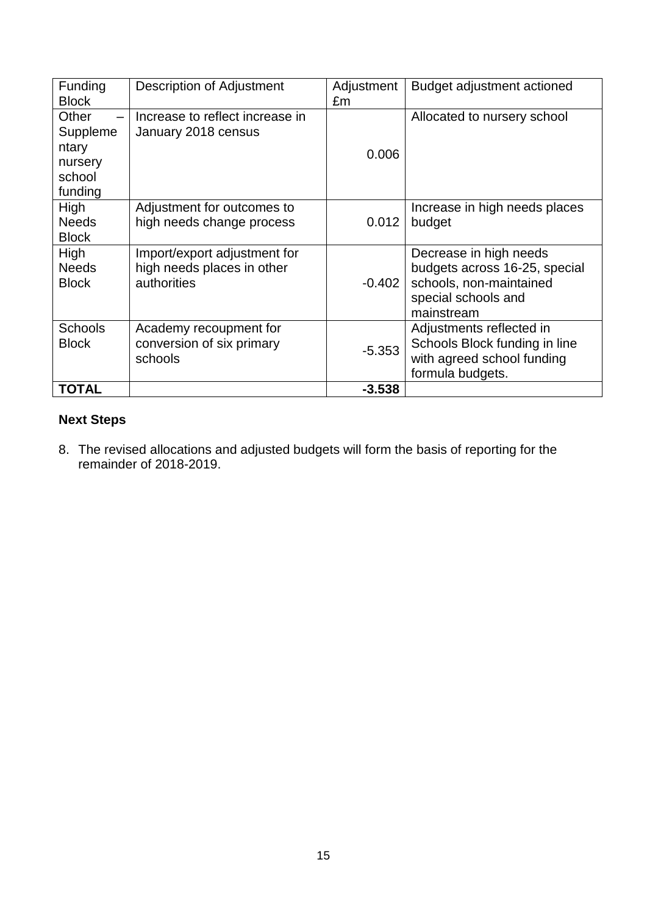| Funding Block | Description of Adjustment | Adjustment £m | Budget adjustment actioned |
|---|---|---|---|
| Other – Supplementary nursery school funding | Increase to reflect increase in January 2018 census | 0.006 | Allocated to nursery school |
| High Needs Block | Adjustment for outcomes to high needs change process | 0.012 | Increase in high needs places budget |
| High Needs Block | Import/export adjustment for high needs places in other authorities | -0.402 | Decrease in high needs budgets across 16-25, special schools, non-maintained special schools and mainstream |
| Schools Block | Academy recoupment for conversion of six primary schools | -5.353 | Adjustments reflected in Schools Block funding in line with agreed school funding formula budgets. |
| **TOTAL** | | **-3.538** | |

**Next Steps**

8. The revised allocations and adjusted budgets will form the basis of reporting for the remainder of 2018-2019.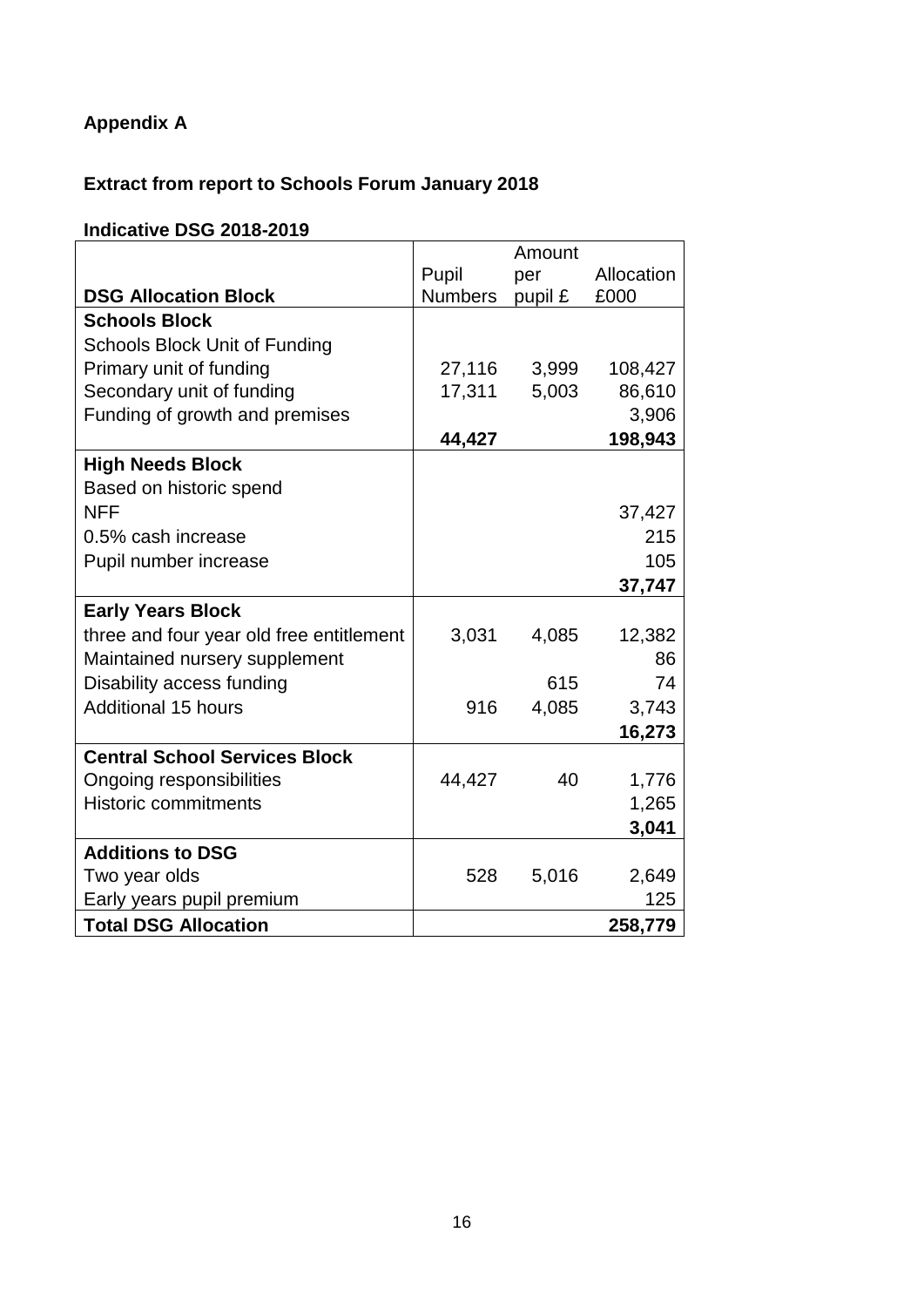**Appendix A**

**Extract from report to Schools Forum January 2018**

**Indicative DSG 2018-2019**

| DSG Allocation Block | Pupil Numbers | Amount per pupil £ | Allocation £000 |
|---|---|---|---|
| **Schools Block** | | | |
| Schools Block Unit of Funding | | | |
| Primary unit of funding | 27,116 | 3,999 | 108,427 |
| Secondary unit of funding | 17,311 | 5,003 | 86,610 |
| Funding of growth and premises | | | 3,906 |
| | **44,427** | | **198,943** |
| **High Needs Block** | | | |
| Based on historic spend | | | |
| NFF | | | 37,427 |
| 0.5% cash increase | | | 215 |
| Pupil number increase | | | 105 |
| | | | **37,747** |
| **Early Years Block** | | | |
| three and four year old free entitlement | 3,031 | 4,085 | 12,382 |
| Maintained nursery supplement | | | 86 |
| Disability access funding | | 615 | 74 |
| Additional 15 hours | 916 | 4,085 | 3,743 |
| | | | **16,273** |
| **Central School Services Block** | | | |
| Ongoing responsibilities | 44,427 | 40 | 1,776 |
| Historic commitments | | | 1,265 |
| | | | **3,041** |
| **Additions to DSG** | | | |
| Two year olds | 528 | 5,016 | 2,649 |
| Early years pupil premium | | | 125 |
| **Total DSG Allocation** | | | **258,779** |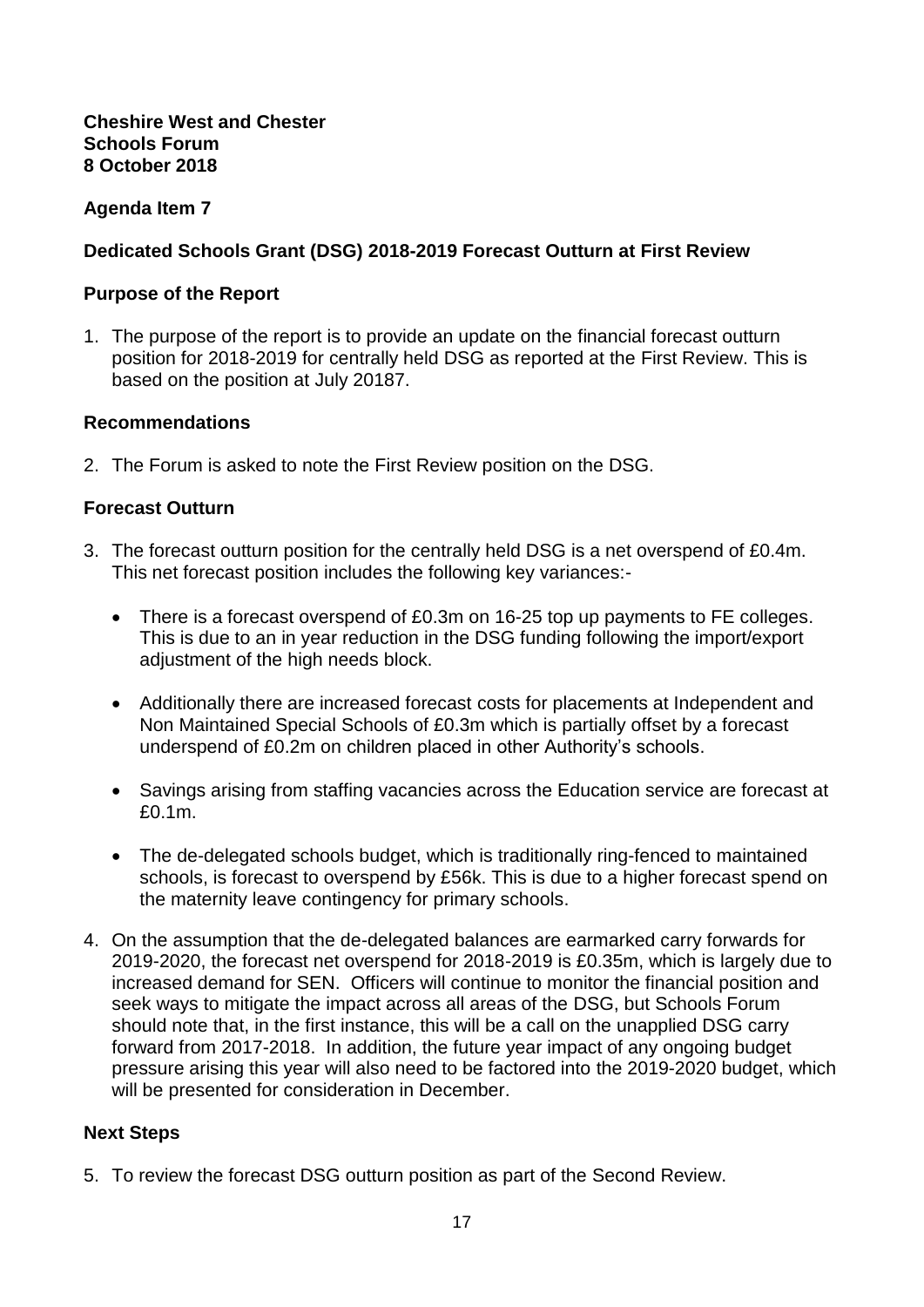**Cheshire West and Chester**
**Schools Forum**
**8 October 2018**

**Agenda Item 7**

**Dedicated Schools Grant (DSG) 2018-2019 Forecast Outturn at First Review**

**Purpose of the Report**

1. The purpose of the report is to provide an update on the financial forecast outturn position for 2018-2019 for centrally held DSG as reported at the First Review. This is based on the position at July 20187.

**Recommendations**

2. The Forum is asked to note the First Review position on the DSG.

**Forecast Outturn**

3. The forecast outturn position for the centrally held DSG is a net overspend of £0.4m. This net forecast position includes the following key variances:-

   - There is a forecast overspend of £0.3m on 16-25 top up payments to FE colleges. This is due to an in year reduction in the DSG funding following the import/export adjustment of the high needs block.
   - Additionally there are increased forecast costs for placements at Independent and Non Maintained Special Schools of £0.3m which is partially offset by a forecast underspend of £0.2m on children placed in other Authority's schools.
   - Savings arising from staffing vacancies across the Education service are forecast at £0.1m.
   - The de-delegated schools budget, which is traditionally ring-fenced to maintained schools, is forecast to overspend by £56k. This is due to a higher forecast spend on the maternity leave contingency for primary schools.

4. On the assumption that the de-delegated balances are earmarked carry forwards for 2019-2020, the forecast net overspend for 2018-2019 is £0.35m, which is largely due to increased demand for SEN. Officers will continue to monitor the financial position and seek ways to mitigate the impact across all areas of the DSG, but Schools Forum should note that, in the first instance, this will be a call on the unapplied DSG carry forward from 2017-2018. In addition, the future year impact of any ongoing budget pressure arising this year will also need to be factored into the 2019-2020 budget, which will be presented for consideration in December.

**Next Steps**

5. To review the forecast DSG outturn position as part of the Second Review.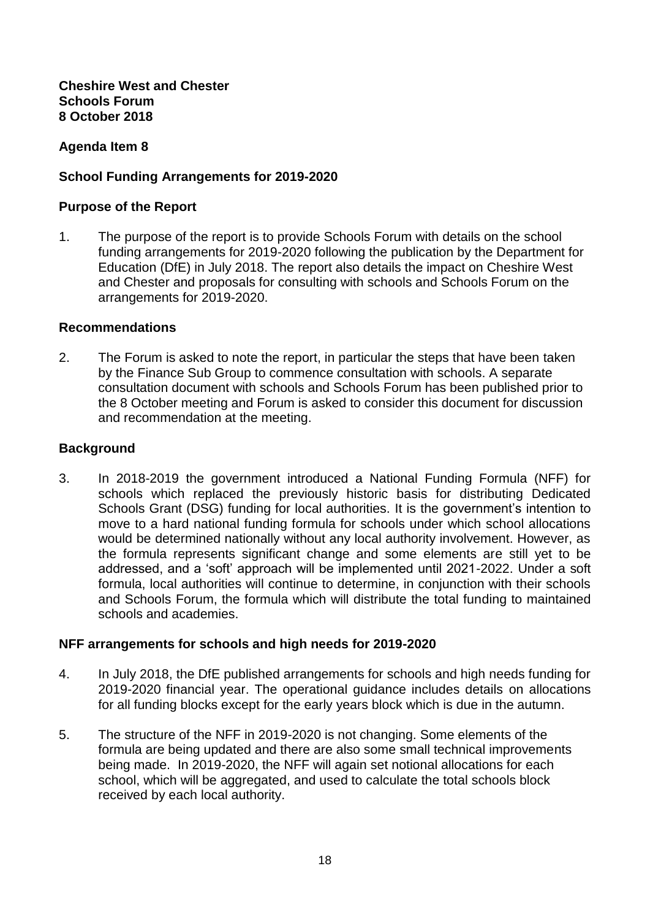**Cheshire West and Chester**
**Schools Forum**
**8 October 2018**

## Agenda Item 8

## School Funding Arrangements for 2019-2020

### Purpose of the Report

1. The purpose of the report is to provide Schools Forum with details on the school funding arrangements for 2019-2020 following the publication by the Department for Education (DfE) in July 2018. The report also details the impact on Cheshire West and Chester and proposals for consulting with schools and Schools Forum on the arrangements for 2019-2020.

### Recommendations

2. The Forum is asked to note the report, in particular the steps that have been taken by the Finance Sub Group to commence consultation with schools. A separate consultation document with schools and Schools Forum has been published prior to the 8 October meeting and Forum is asked to consider this document for discussion and recommendation at the meeting.

### Background

3. In 2018-2019 the government introduced a National Funding Formula (NFF) for schools which replaced the previously historic basis for distributing Dedicated Schools Grant (DSG) funding for local authorities. It is the government's intention to move to a hard national funding formula for schools under which school allocations would be determined nationally without any local authority involvement. However, as the formula represents significant change and some elements are still yet to be addressed, and a 'soft' approach will be implemented until 2021-2022. Under a soft formula, local authorities will continue to determine, in conjunction with their schools and Schools Forum, the formula which will distribute the total funding to maintained schools and academies.

### NFF arrangements for schools and high needs for 2019-2020

4. In July 2018, the DfE published arrangements for schools and high needs funding for 2019-2020 financial year. The operational guidance includes details on allocations for all funding blocks except for the early years block which is due in the autumn.

5. The structure of the NFF in 2019-2020 is not changing. Some elements of the formula are being updated and there are also some small technical improvements being made. In 2019-2020, the NFF will again set notional allocations for each school, which will be aggregated, and used to calculate the total schools block received by each local authority.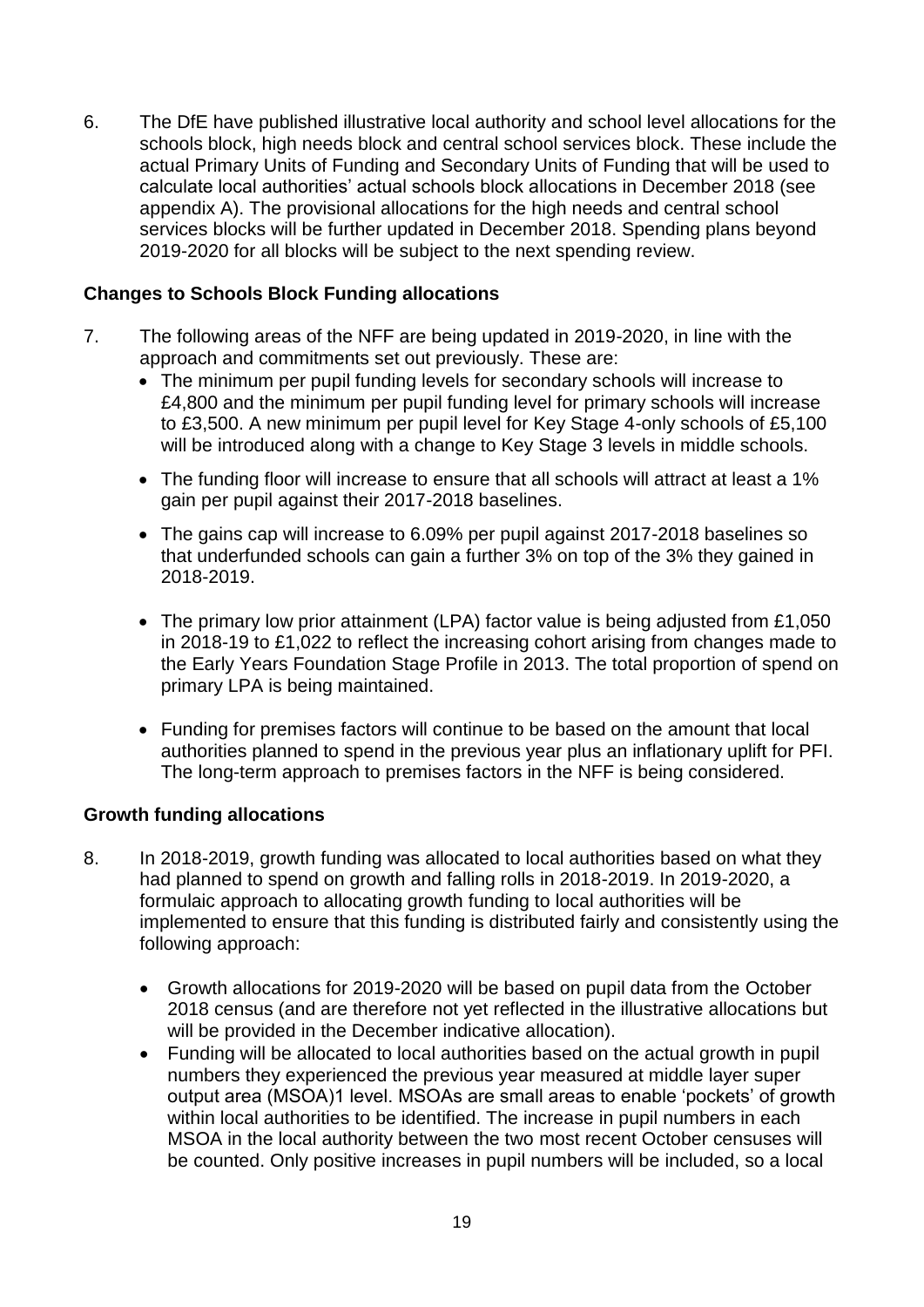6. The DfE have published illustrative local authority and school level allocations for the schools block, high needs block and central school services block. These include the actual Primary Units of Funding and Secondary Units of Funding that will be used to calculate local authorities' actual schools block allocations in December 2018 (see appendix A). The provisional allocations for the high needs and central school services blocks will be further updated in December 2018. Spending plans beyond 2019-2020 for all blocks will be subject to the next spending review.

**Changes to Schools Block Funding allocations**

7. The following areas of the NFF are being updated in 2019-2020, in line with the approach and commitments set out previously. These are:
   - The minimum per pupil funding levels for secondary schools will increase to £4,800 and the minimum per pupil funding level for primary schools will increase to £3,500. A new minimum per pupil level for Key Stage 4-only schools of £5,100 will be introduced along with a change to Key Stage 3 levels in middle schools.
   - The funding floor will increase to ensure that all schools will attract at least a 1% gain per pupil against their 2017-2018 baselines.
   - The gains cap will increase to 6.09% per pupil against 2017-2018 baselines so that underfunded schools can gain a further 3% on top of the 3% they gained in 2018-2019.
   - The primary low prior attainment (LPA) factor value is being adjusted from £1,050 in 2018-19 to £1,022 to reflect the increasing cohort arising from changes made to the Early Years Foundation Stage Profile in 2013. The total proportion of spend on primary LPA is being maintained.
   - Funding for premises factors will continue to be based on the amount that local authorities planned to spend in the previous year plus an inflationary uplift for PFI. The long-term approach to premises factors in the NFF is being considered.

**Growth funding allocations**

8. In 2018-2019, growth funding was allocated to local authorities based on what they had planned to spend on growth and falling rolls in 2018-2019. In 2019-2020, a formulaic approach to allocating growth funding to local authorities will be implemented to ensure that this funding is distributed fairly and consistently using the following approach:
   - Growth allocations for 2019-2020 will be based on pupil data from the October 2018 census (and are therefore not yet reflected in the illustrative allocations but will be provided in the December indicative allocation).
   - Funding will be allocated to local authorities based on the actual growth in pupil numbers they experienced the previous year measured at middle layer super output area (MSOA)[1] level. MSOAs are small areas to enable 'pockets' of growth within local authorities to be identified. The increase in pupil numbers in each MSOA in the local authority between the two most recent October censuses will be counted. Only positive increases in pupil numbers will be included, so a local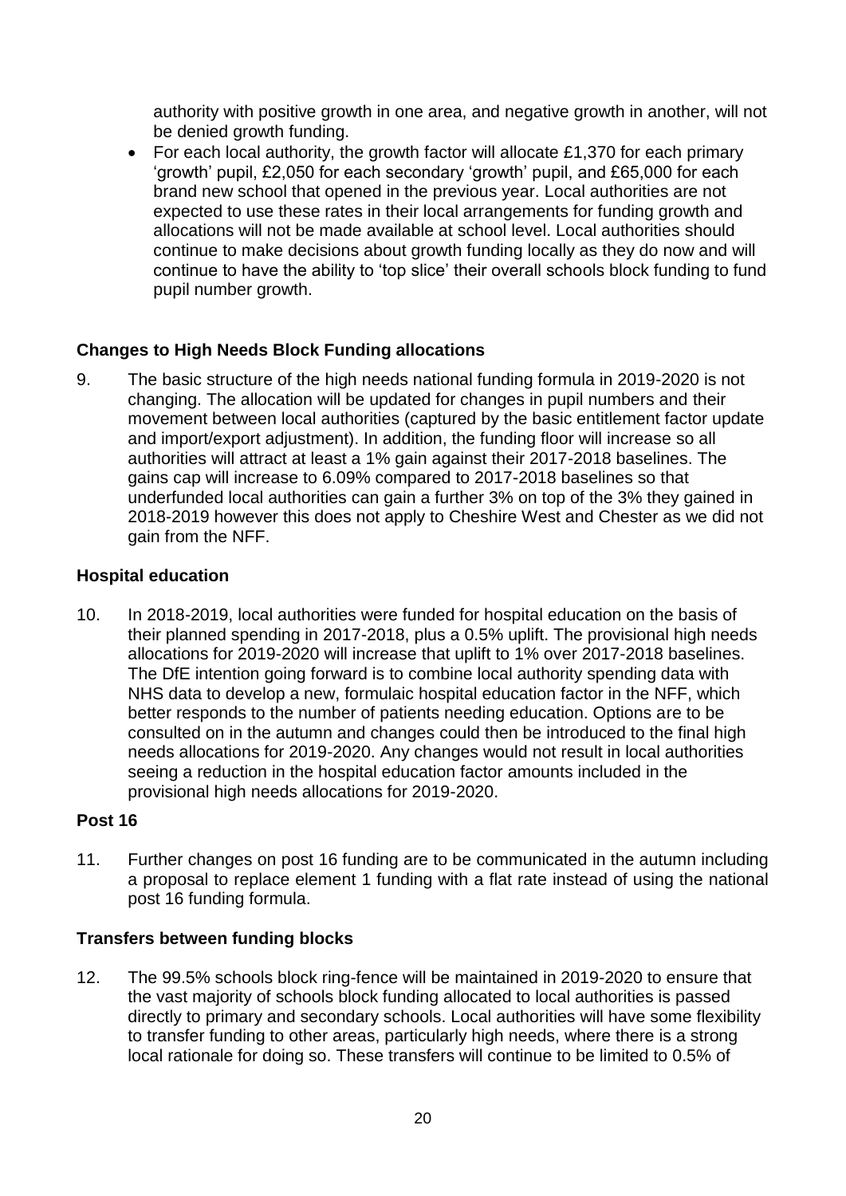authority with positive growth in one area, and negative growth in another, will not be denied growth funding.

- For each local authority, the growth factor will allocate £1,370 for each primary 'growth' pupil, £2,050 for each secondary 'growth' pupil, and £65,000 for each brand new school that opened in the previous year. Local authorities are not expected to use these rates in their local arrangements for funding growth and allocations will not be made available at school level. Local authorities should continue to make decisions about growth funding locally as they do now and will continue to have the ability to 'top slice' their overall schools block funding to fund pupil number growth.

**Changes to High Needs Block Funding allocations**

9. The basic structure of the high needs national funding formula in 2019-2020 is not changing. The allocation will be updated for changes in pupil numbers and their movement between local authorities (captured by the basic entitlement factor update and import/export adjustment). In addition, the funding floor will increase so all authorities will attract at least a 1% gain against their 2017-2018 baselines. The gains cap will increase to 6.09% compared to 2017-2018 baselines so that underfunded local authorities can gain a further 3% on top of the 3% they gained in 2018-2019 however this does not apply to Cheshire West and Chester as we did not gain from the NFF.

**Hospital education**

10. In 2018-2019, local authorities were funded for hospital education on the basis of their planned spending in 2017-2018, plus a 0.5% uplift. The provisional high needs allocations for 2019-2020 will increase that uplift to 1% over 2017-2018 baselines. The DfE intention going forward is to combine local authority spending data with NHS data to develop a new, formulaic hospital education factor in the NFF, which better responds to the number of patients needing education. Options are to be consulted on in the autumn and changes could then be introduced to the final high needs allocations for 2019-2020. Any changes would not result in local authorities seeing a reduction in the hospital education factor amounts included in the provisional high needs allocations for 2019-2020.

**Post 16**

11. Further changes on post 16 funding are to be communicated in the autumn including a proposal to replace element 1 funding with a flat rate instead of using the national post 16 funding formula.

**Transfers between funding blocks**

12. The 99.5% schools block ring-fence will be maintained in 2019-2020 to ensure that the vast majority of schools block funding allocated to local authorities is passed directly to primary and secondary schools. Local authorities will have some flexibility to transfer funding to other areas, particularly high needs, where there is a strong local rationale for doing so. These transfers will continue to be limited to 0.5% of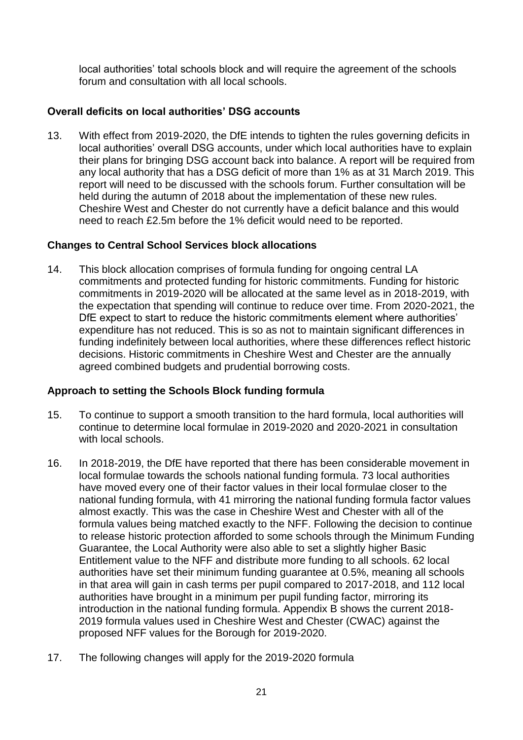local authorities' total schools block and will require the agreement of the schools forum and consultation with all local schools.

### Overall deficits on local authorities' DSG accounts

13. With effect from 2019-2020, the DfE intends to tighten the rules governing deficits in local authorities' overall DSG accounts, under which local authorities have to explain their plans for bringing DSG account back into balance. A report will be required from any local authority that has a DSG deficit of more than 1% as at 31 March 2019. This report will need to be discussed with the schools forum. Further consultation will be held during the autumn of 2018 about the implementation of these new rules. Cheshire West and Chester do not currently have a deficit balance and this would need to reach £2.5m before the 1% deficit would need to be reported.

### Changes to Central School Services block allocations

14. This block allocation comprises of formula funding for ongoing central LA commitments and protected funding for historic commitments. Funding for historic commitments in 2019-2020 will be allocated at the same level as in 2018-2019, with the expectation that spending will continue to reduce over time. From 2020-2021, the DfE expect to start to reduce the historic commitments element where authorities' expenditure has not reduced. This is so as not to maintain significant differences in funding indefinitely between local authorities, where these differences reflect historic decisions. Historic commitments in Cheshire West and Chester are the annually agreed combined budgets and prudential borrowing costs.

### Approach to setting the Schools Block funding formula

15. To continue to support a smooth transition to the hard formula, local authorities will continue to determine local formulae in 2019-2020 and 2020-2021 in consultation with local schools.

16. In 2018-2019, the DfE have reported that there has been considerable movement in local formulae towards the schools national funding formula. 73 local authorities have moved every one of their factor values in their local formulae closer to the national funding formula, with 41 mirroring the national funding formula factor values almost exactly. This was the case in Cheshire West and Chester with all of the formula values being matched exactly to the NFF. Following the decision to continue to release historic protection afforded to some schools through the Minimum Funding Guarantee, the Local Authority were also able to set a slightly higher Basic Entitlement value to the NFF and distribute more funding to all schools. 62 local authorities have set their minimum funding guarantee at 0.5%, meaning all schools in that area will gain in cash terms per pupil compared to 2017-2018, and 112 local authorities have brought in a minimum per pupil funding factor, mirroring its introduction in the national funding formula. Appendix B shows the current 2018-2019 formula values used in Cheshire West and Chester (CWAC) against the proposed NFF values for the Borough for 2019-2020.

17. The following changes will apply for the 2019-2020 formula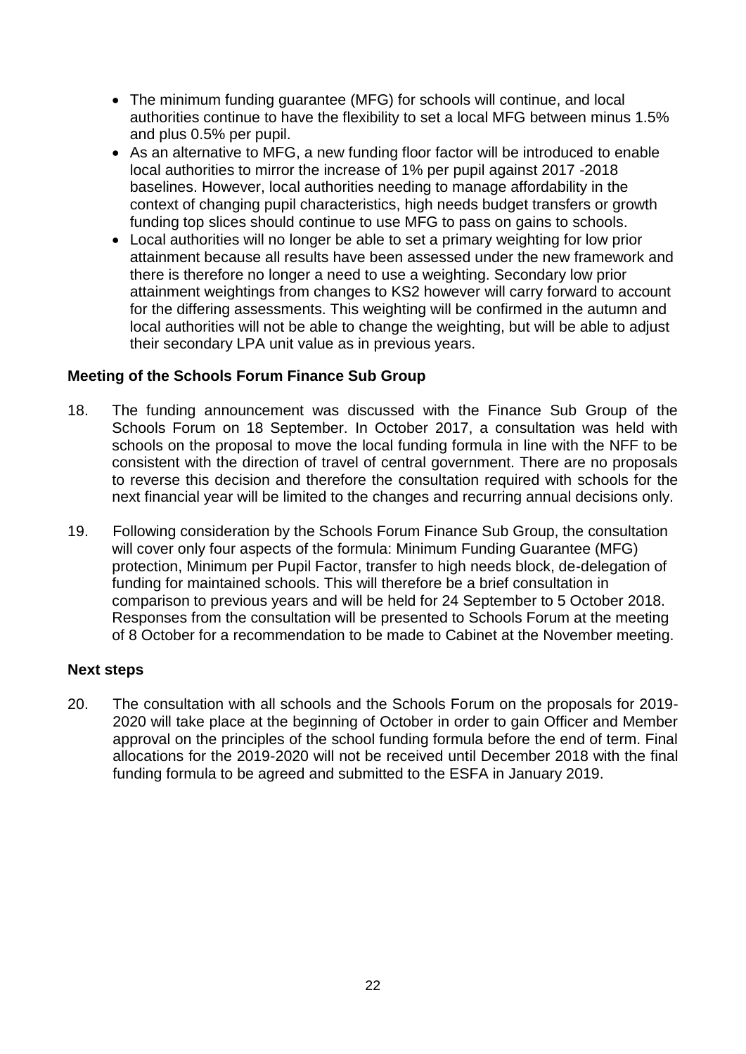- The minimum funding guarantee (MFG) for schools will continue, and local authorities continue to have the flexibility to set a local MFG between minus 1.5% and plus 0.5% per pupil.
- As an alternative to MFG, a new funding floor factor will be introduced to enable local authorities to mirror the increase of 1% per pupil against 2017 -2018 baselines. However, local authorities needing to manage affordability in the context of changing pupil characteristics, high needs budget transfers or growth funding top slices should continue to use MFG to pass on gains to schools.
- Local authorities will no longer be able to set a primary weighting for low prior attainment because all results have been assessed under the new framework and there is therefore no longer a need to use a weighting. Secondary low prior attainment weightings from changes to KS2 however will carry forward to account for the differing assessments. This weighting will be confirmed in the autumn and local authorities will not be able to change the weighting, but will be able to adjust their secondary LPA unit value as in previous years.

**Meeting of the Schools Forum Finance Sub Group**

18. The funding announcement was discussed with the Finance Sub Group of the Schools Forum on 18 September. In October 2017, a consultation was held with schools on the proposal to move the local funding formula in line with the NFF to be consistent with the direction of travel of central government. There are no proposals to reverse this decision and therefore the consultation required with schools for the next financial year will be limited to the changes and recurring annual decisions only.

19. Following consideration by the Schools Forum Finance Sub Group, the consultation will cover only four aspects of the formula: Minimum Funding Guarantee (MFG) protection, Minimum per Pupil Factor, transfer to high needs block, de-delegation of funding for maintained schools. This will therefore be a brief consultation in comparison to previous years and will be held for 24 September to 5 October 2018. Responses from the consultation will be presented to Schools Forum at the meeting of 8 October for a recommendation to be made to Cabinet at the November meeting.

**Next steps**

20. The consultation with all schools and the Schools Forum on the proposals for 2019-2020 will take place at the beginning of October in order to gain Officer and Member approval on the principles of the school funding formula before the end of term. Final allocations for the 2019-2020 will not be received until December 2018 with the final funding formula to be agreed and submitted to the ESFA in January 2019.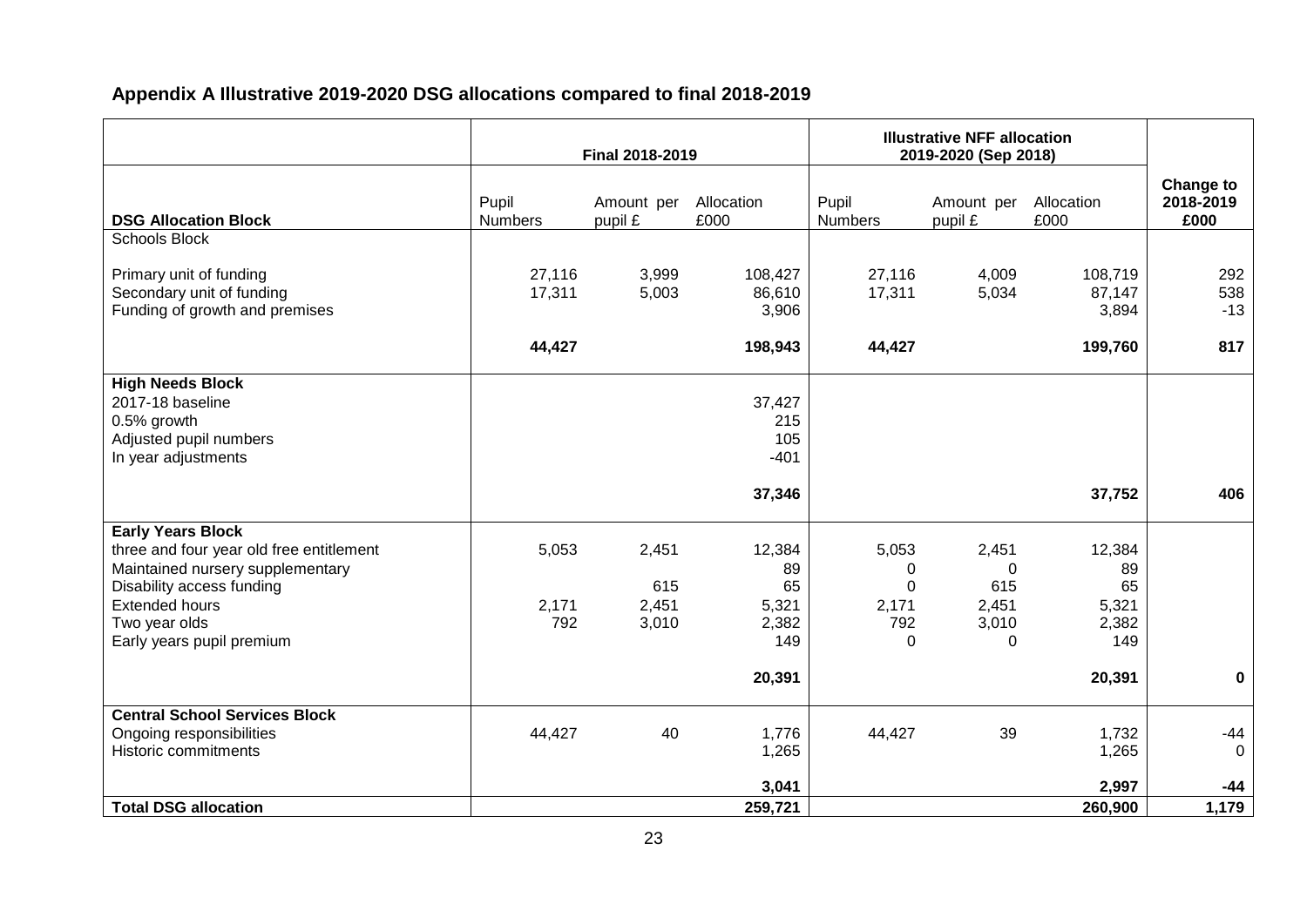## Appendix A Illustrative 2019-2020 DSG allocations compared to final 2018-2019

| | Final 2018-2019 | | | Illustrative NFF allocation 2019-2020 (Sep 2018) | | | |
|---|---|---|---|---|---|---|---|
| **DSG Allocation Block** | Pupil Numbers | Amount per pupil £ | Allocation £000 | Pupil Numbers | Amount per pupil £ | Allocation £000 | **Change to 2018-2019 £000** |
| Schools Block | | | | | | | |
| Primary unit of funding | 27,116 | 3,999 | 108,427 | 27,116 | 4,009 | 108,719 | 292 |
| Secondary unit of funding | 17,311 | 5,003 | 86,610 | 17,311 | 5,034 | 87,147 | 538 |
| Funding of growth and premises | | | 3,906 | | | 3,894 | -13 |
| | **44,427** | | **198,943** | **44,427** | | **199,760** | **817** |
| **High Needs Block** | | | | | | | |
| 2017-18 baseline | | | 37,427 | | | | |
| 0.5% growth | | | 215 | | | | |
| Adjusted pupil numbers | | | 105 | | | | |
| In year adjustments | | | -401 | | | | |
| | | | **37,346** | | | **37,752** | **406** |
| **Early Years Block** | | | | | | | |
| three and four year old free entitlement | 5,053 | 2,451 | 12,384 | 5,053 | 2,451 | 12,384 | |
| Maintained nursery supplementary | | | 89 | 0 | 0 | 89 | |
| Disability access funding | | 615 | 65 | 0 | 615 | 65 | |
| Extended hours | 2,171 | 2,451 | 5,321 | 2,171 | 2,451 | 5,321 | |
| Two year olds | 792 | 3,010 | 2,382 | 792 | 3,010 | 2,382 | |
| Early years pupil premium | | | 149 | 0 | 0 | 149 | |
| | | | **20,391** | | | **20,391** | **0** |
| **Central School Services Block** | | | | | | | |
| Ongoing responsibilities | 44,427 | 40 | 1,776 | 44,427 | 39 | 1,732 | -44 |
| Historic commitments | | | 1,265 | | | 1,265 | 0 |
| | | | **3,041** | | | **2,997** | **-44** |
| **Total DSG allocation** | | | **259,721** | | | **260,900** | **1,179** |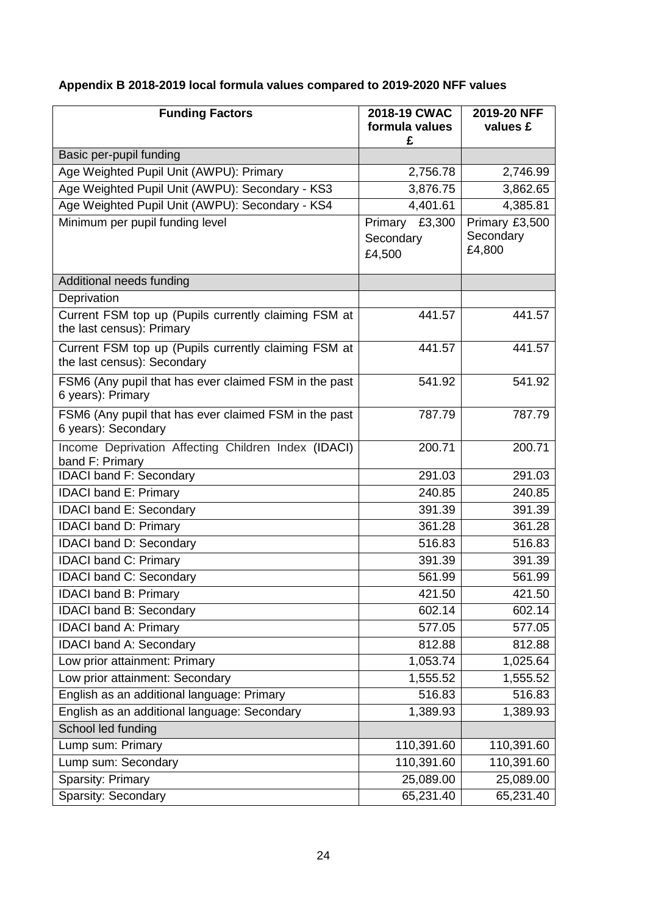**Appendix B 2018-2019 local formula values compared to 2019-2020 NFF values**

| Funding Factors | 2018-19 CWAC formula values £ | 2019-20 NFF values £ |
|---|---|---|
| Basic per-pupil funding | | |
| Age Weighted Pupil Unit (AWPU): Primary | 2,756.78 | 2,746.99 |
| Age Weighted Pupil Unit (AWPU): Secondary - KS3 | 3,876.75 | 3,862.65 |
| Age Weighted Pupil Unit (AWPU): Secondary - KS4 | 4,401.61 | 4,385.81 |
| Minimum per pupil funding level | Primary £3,300 Secondary £4,500 | Primary £3,500 Secondary £4,800 |
| Additional needs funding | | |
| Deprivation | | |
| Current FSM top up (Pupils currently claiming FSM at the last census): Primary | 441.57 | 441.57 |
| Current FSM top up (Pupils currently claiming FSM at the last census): Secondary | 441.57 | 441.57 |
| FSM6 (Any pupil that has ever claimed FSM in the past 6 years): Primary | 541.92 | 541.92 |
| FSM6 (Any pupil that has ever claimed FSM in the past 6 years): Secondary | 787.79 | 787.79 |
| Income Deprivation Affecting Children Index (IDACI) band F: Primary | 200.71 | 200.71 |
| IDACI band F: Secondary | 291.03 | 291.03 |
| IDACI band E: Primary | 240.85 | 240.85 |
| IDACI band E: Secondary | 391.39 | 391.39 |
| IDACI band D: Primary | 361.28 | 361.28 |
| IDACI band D: Secondary | 516.83 | 516.83 |
| IDACI band C: Primary | 391.39 | 391.39 |
| IDACI band C: Secondary | 561.99 | 561.99 |
| IDACI band B: Primary | 421.50 | 421.50 |
| IDACI band B: Secondary | 602.14 | 602.14 |
| IDACI band A: Primary | 577.05 | 577.05 |
| IDACI band A: Secondary | 812.88 | 812.88 |
| Low prior attainment: Primary | 1,053.74 | 1,025.64 |
| Low prior attainment: Secondary | 1,555.52 | 1,555.52 |
| English as an additional language: Primary | 516.83 | 516.83 |
| English as an additional language: Secondary | 1,389.93 | 1,389.93 |
| School led funding | | |
| Lump sum: Primary | 110,391.60 | 110,391.60 |
| Lump sum: Secondary | 110,391.60 | 110,391.60 |
| Sparsity: Primary | 25,089.00 | 25,089.00 |
| Sparsity: Secondary | 65,231.40 | 65,231.40 |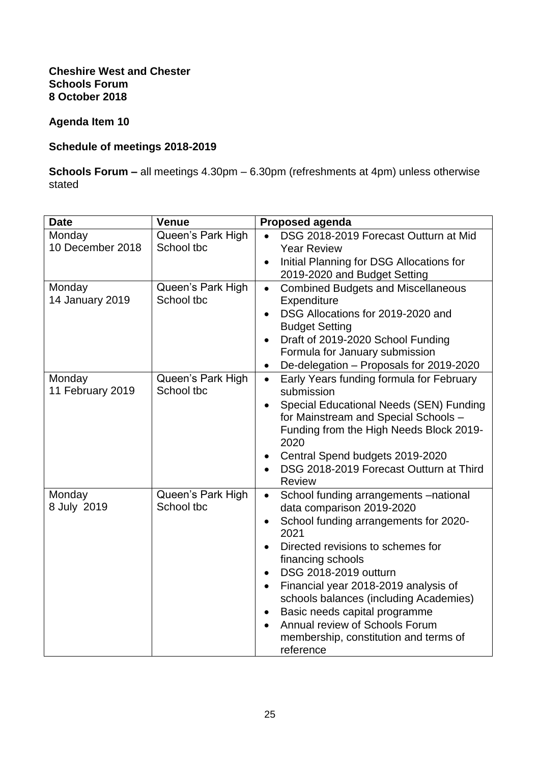**Cheshire West and Chester**
**Schools Forum**
**8 October 2018**

**Agenda Item 10**

**Schedule of meetings 2018-2019**

**Schools Forum –** all meetings 4.30pm – 6.30pm (refreshments at 4pm) unless otherwise stated

| Date | Venue | Proposed agenda |
|---|---|---|
| Monday 10 December 2018 | Queen's Park High School tbc | • DSG 2018-2019 Forecast Outturn at Mid Year Review<br>• Initial Planning for DSG Allocations for 2019-2020 and Budget Setting |
| Monday 14 January 2019 | Queen's Park High School tbc | • Combined Budgets and Miscellaneous Expenditure<br>• DSG Allocations for 2019-2020 and Budget Setting<br>• Draft of 2019-2020 School Funding Formula for January submission<br>• De-delegation – Proposals for 2019-2020 |
| Monday 11 February 2019 | Queen's Park High School tbc | • Early Years funding formula for February submission<br>• Special Educational Needs (SEN) Funding for Mainstream and Special Schools – Funding from the High Needs Block 2019-2020<br>• Central Spend budgets 2019-2020<br>• DSG 2018-2019 Forecast Outturn at Third Review |
| Monday 8 July 2019 | Queen's Park High School tbc | • School funding arrangements –national data comparison 2019-2020<br>• School funding arrangements for 2020-2021<br>• Directed revisions to schemes for financing schools<br>• DSG 2018-2019 outturn<br>• Financial year 2018-2019 analysis of schools balances (including Academies)<br>• Basic needs capital programme<br>• Annual review of Schools Forum membership, constitution and terms of reference |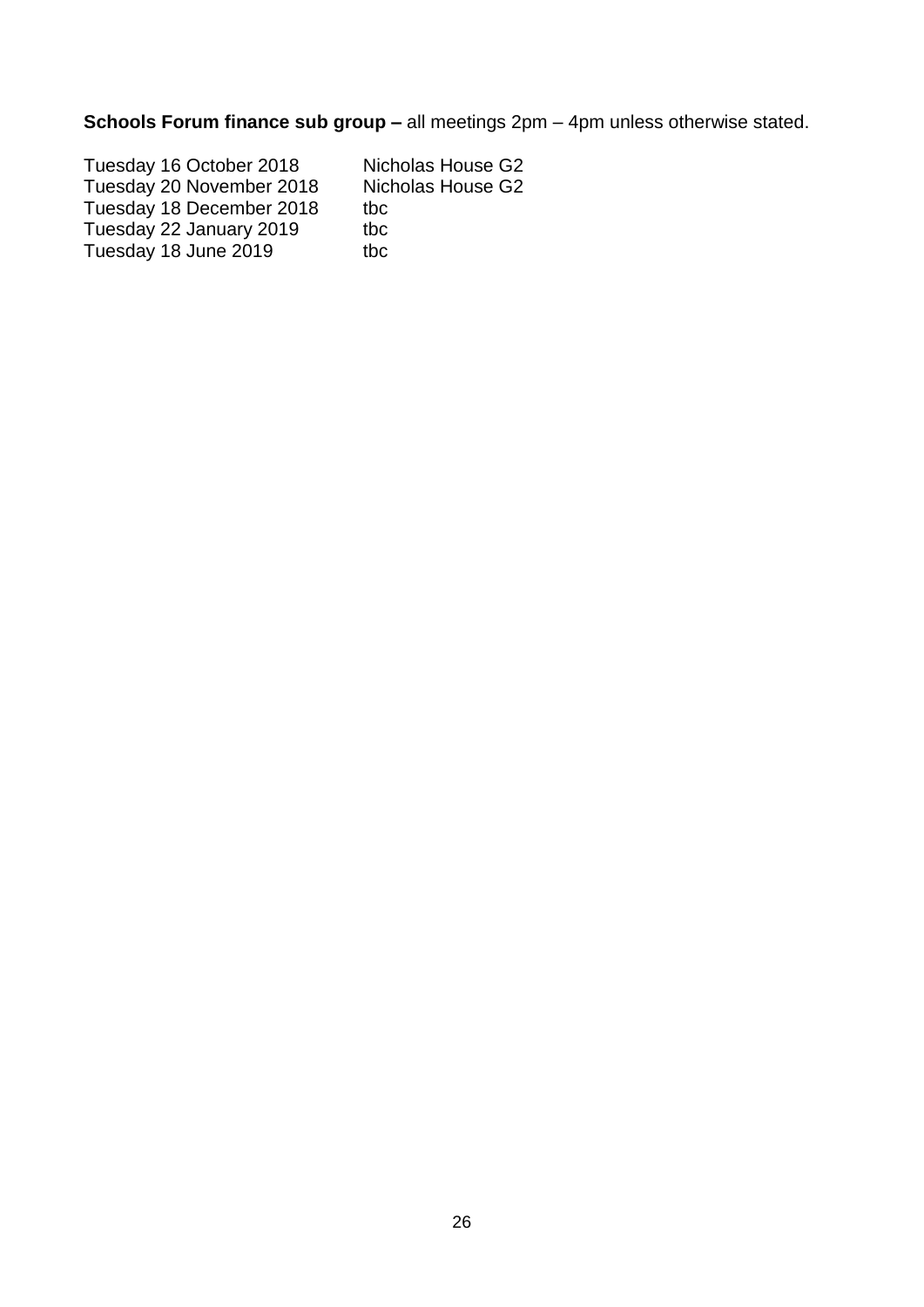**Schools Forum finance sub group –** all meetings 2pm – 4pm unless otherwise stated.

| | |
|---|---|
| Tuesday 16 October 2018 | Nicholas House G2 |
| Tuesday 20 November 2018 | Nicholas House G2 |
| Tuesday 18 December 2018 | tbc |
| Tuesday 22 January 2019 | tbc |
| Tuesday 18 June 2019 | tbc |